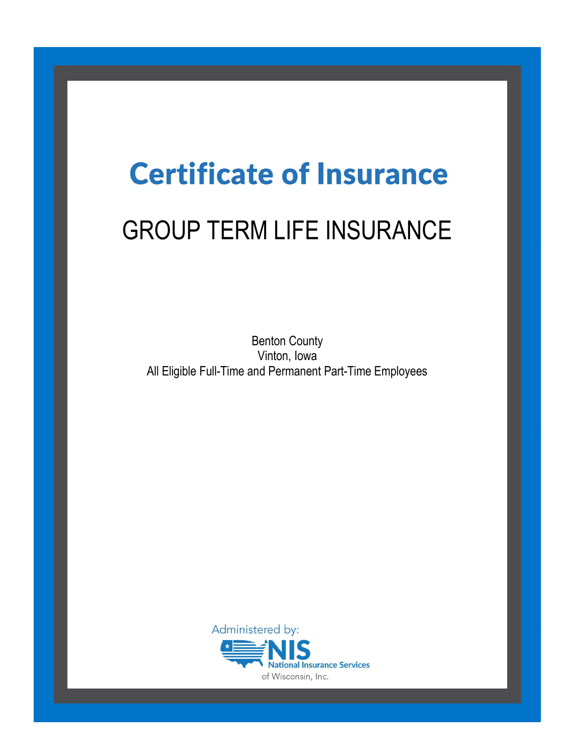# Certificate of Insurance

## GROUP TERM LIFE INSURANCE

Benton County
Vinton, Iowa
All Eligible Full-Time and Permanent Part-Time Employees

Administered by:
NIS
National Insurance Services
of Wisconsin, Inc.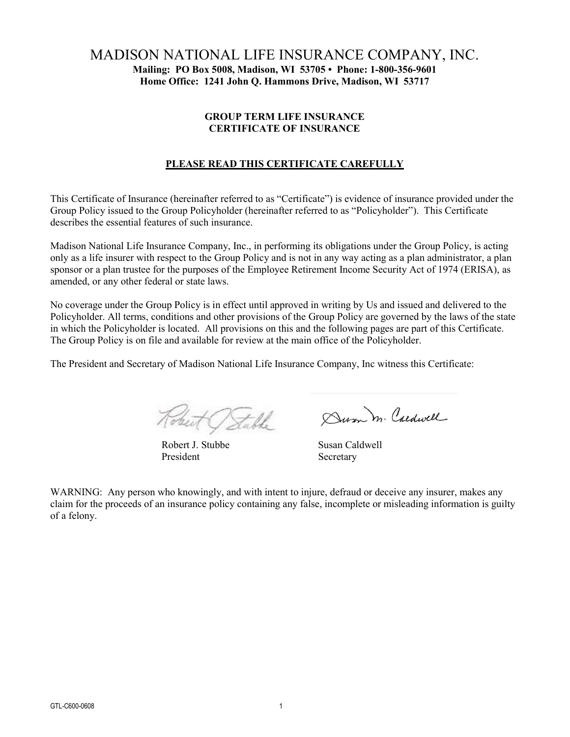# MADISON NATIONAL LIFE INSURANCE COMPANY, INC.

**Mailing: PO Box 5008, Madison, WI 53705 • Phone: 1-800-356-9601**
**Home Office: 1241 John Q. Hammons Drive, Madison, WI 53717**

## GROUP TERM LIFE INSURANCE
## CERTIFICATE OF INSURANCE

**PLEASE READ THIS CERTIFICATE CAREFULLY**

This Certificate of Insurance (hereinafter referred to as "Certificate") is evidence of insurance provided under the Group Policy issued to the Group Policyholder (hereinafter referred to as "Policyholder"). This Certificate describes the essential features of such insurance.

Madison National Life Insurance Company, Inc., in performing its obligations under the Group Policy, is acting only as a life insurer with respect to the Group Policy and is not in any way acting as a plan administrator, a plan sponsor or a plan trustee for the purposes of the Employee Retirement Income Security Act of 1974 (ERISA), as amended, or any other federal or state laws.

No coverage under the Group Policy is in effect until approved in writing by Us and issued and delivered to the Policyholder. All terms, conditions and other provisions of the Group Policy are governed by the laws of the state in which the Policyholder is located. All provisions on this and the following pages are part of this Certificate. The Group Policy is on file and available for review at the main office of the Policyholder.

The President and Secretary of Madison National Life Insurance Company, Inc witness this Certificate:

Robert J. Stubbe
President

Susan Caldwell
Secretary

WARNING: Any person who knowingly, and with intent to injure, defraud or deceive any insurer, makes any claim for the proceeds of an insurance policy containing any false, incomplete or misleading information is guilty of a felony.

GTL-C600-0608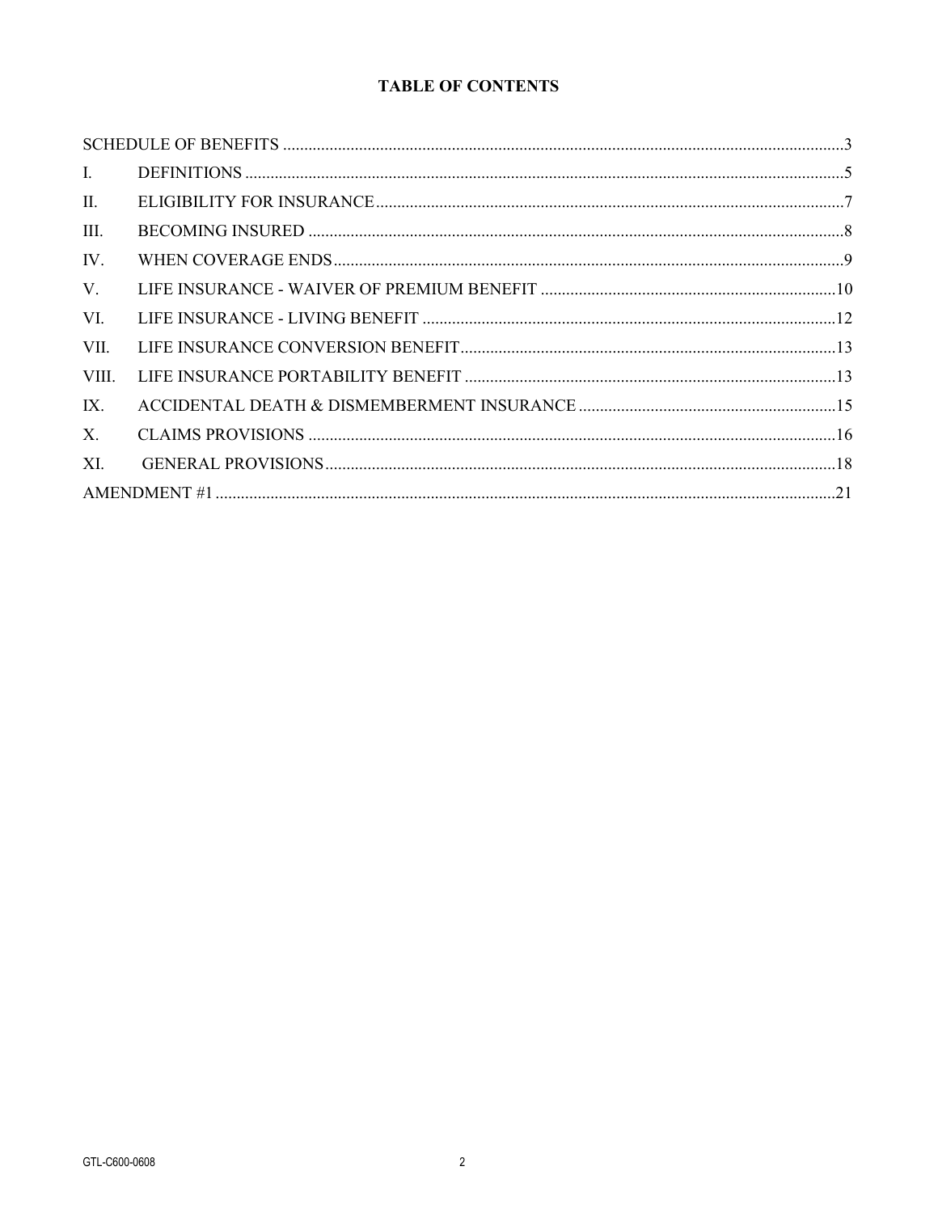# TABLE OF CONTENTS

| | | |
|---|---|---|
| SCHEDULE OF BENEFITS | | 3 |
| I. | DEFINITIONS | 5 |
| II. | ELIGIBILITY FOR INSURANCE | 7 |
| III. | BECOMING INSURED | 8 |
| IV. | WHEN COVERAGE ENDS | 9 |
| V. | LIFE INSURANCE - WAIVER OF PREMIUM BENEFIT | 10 |
| VI. | LIFE INSURANCE - LIVING BENEFIT | 12 |
| VII. | LIFE INSURANCE CONVERSION BENEFIT | 13 |
| VIII. | LIFE INSURANCE PORTABILITY BENEFIT | 13 |
| IX. | ACCIDENTAL DEATH & DISMEMBERMENT INSURANCE | 15 |
| X. | CLAIMS PROVISIONS | 16 |
| XI. | GENERAL PROVISIONS | 18 |
| AMENDMENT #1 | | 21 |

GTL-C600-0608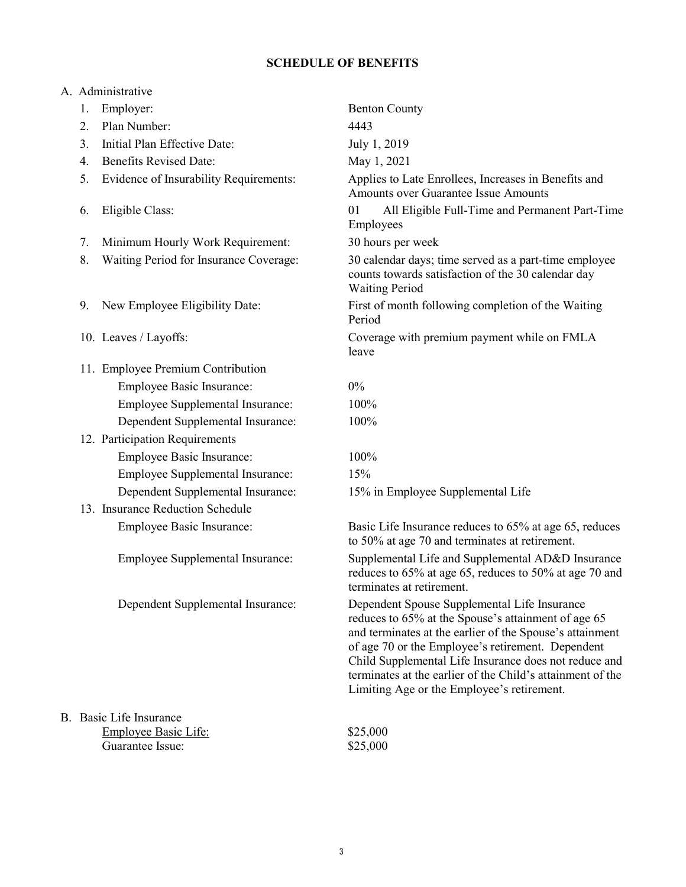# SCHEDULE OF BENEFITS

A. Administrative

1. Employer: Benton County
2. Plan Number: 4443
3. Initial Plan Effective Date: July 1, 2019
4. Benefits Revised Date: May 1, 2021
5. Evidence of Insurability Requirements: Applies to Late Enrollees, Increases in Benefits and Amounts over Guarantee Issue Amounts
6. Eligible Class: 01 All Eligible Full-Time and Permanent Part-Time Employees
7. Minimum Hourly Work Requirement: 30 hours per week
8. Waiting Period for Insurance Coverage: 30 calendar days; time served as a part-time employee counts towards satisfaction of the 30 calendar day Waiting Period
9. New Employee Eligibility Date: First of month following completion of the Waiting Period
10. Leaves / Layoffs: Coverage with premium payment while on FMLA leave
11. Employee Premium Contribution
    - Employee Basic Insurance: 0%
    - Employee Supplemental Insurance: 100%
    - Dependent Supplemental Insurance: 100%
12. Participation Requirements
    - Employee Basic Insurance: 100%
    - Employee Supplemental Insurance: 15%
    - Dependent Supplemental Insurance: 15% in Employee Supplemental Life
13. Insurance Reduction Schedule
    - Employee Basic Insurance: Basic Life Insurance reduces to 65% at age 65, reduces to 50% at age 70 and terminates at retirement.
    - Employee Supplemental Insurance: Supplemental Life and Supplemental AD&D Insurance reduces to 65% at age 65, reduces to 50% at age 70 and terminates at retirement.
    - Dependent Supplemental Insurance: Dependent Spouse Supplemental Life Insurance reduces to 65% at the Spouse's attainment of age 65 and terminates at the earlier of the Spouse's attainment of age 70 or the Employee's retirement. Dependent Child Supplemental Life Insurance does not reduce and terminates at the earlier of the Child's attainment of the Limiting Age or the Employee's retirement.

B. Basic Life Insurance

<u>Employee Basic Life:</u> $25,000
Guarantee Issue: $25,000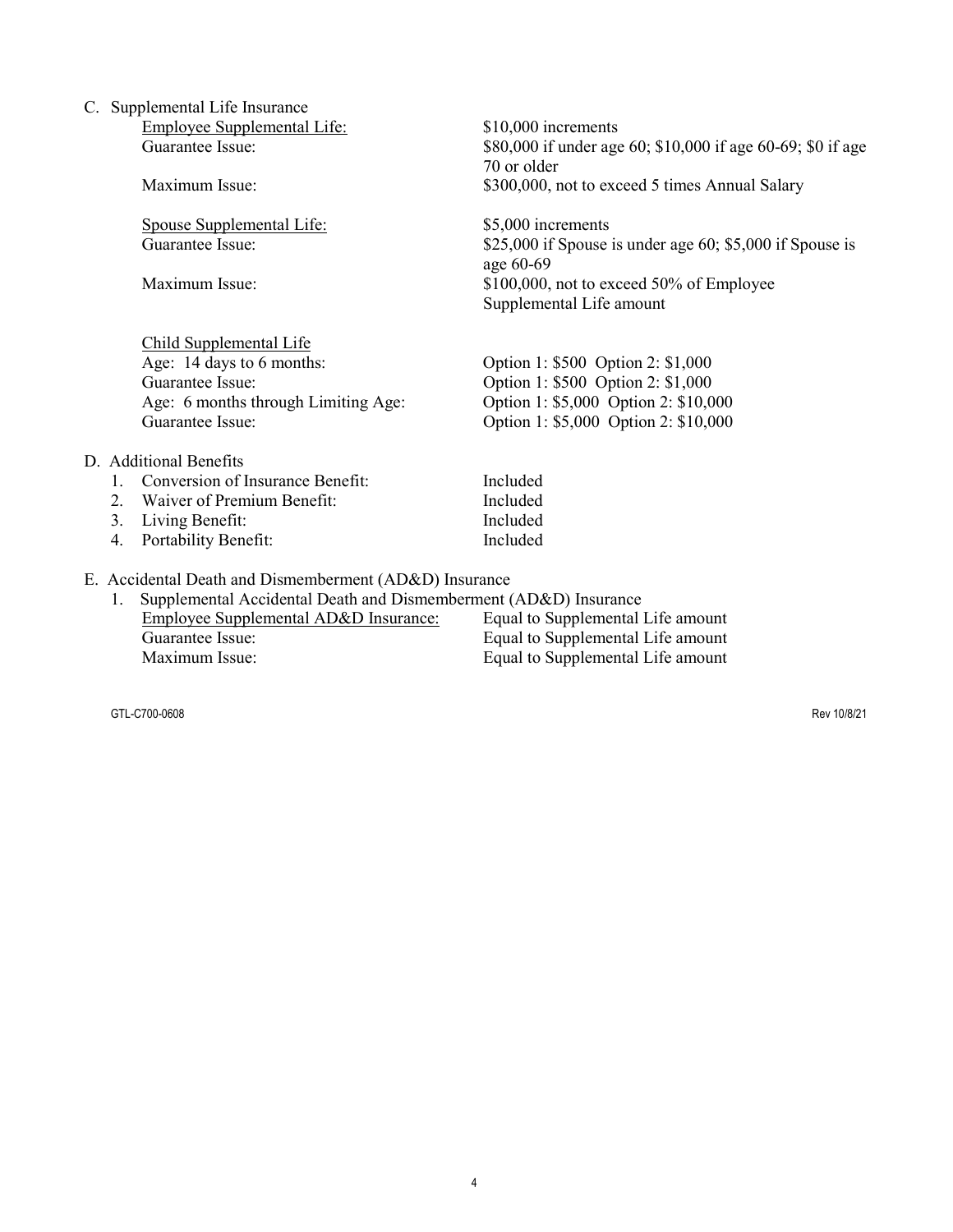C. Supplemental Life Insurance

| | |
|---|---|
| <u>Employee Supplemental Life:</u> | $10,000 increments |
| Guarantee Issue: | $80,000 if under age 60; $10,000 if age 60-69; $0 if age 70 or older |
| Maximum Issue: | $300,000, not to exceed 5 times Annual Salary |
| <u>Spouse Supplemental Life:</u> | $5,000 increments |
| Guarantee Issue: | $25,000 if Spouse is under age 60; $5,000 if Spouse is age 60-69 |
| Maximum Issue: | $100,000, not to exceed 50% of Employee Supplemental Life amount |
| <u>Child Supplemental Life</u> | |
| Age: 14 days to 6 months: | Option 1: $500 Option 2: $1,000 |
| Guarantee Issue: | Option 1: $500 Option 2: $1,000 |
| Age: 6 months through Limiting Age: | Option 1: $5,000 Option 2: $10,000 |
| Guarantee Issue: | Option 1: $5,000 Option 2: $10,000 |

D. Additional Benefits

| | |
|---|---|
| 1. Conversion of Insurance Benefit: | Included |
| 2. Waiver of Premium Benefit: | Included |
| 3. Living Benefit: | Included |
| 4. Portability Benefit: | Included |

E. Accidental Death and Dismemberment (AD&D) Insurance

1. Supplemental Accidental Death and Dismemberment (AD&D) Insurance

| | |
|---|---|
| <u>Employee Supplemental AD&D Insurance:</u> | Equal to Supplemental Life amount |
| Guarantee Issue: | Equal to Supplemental Life amount |
| Maximum Issue: | Equal to Supplemental Life amount |

GTL-C700-0608 Rev 10/8/21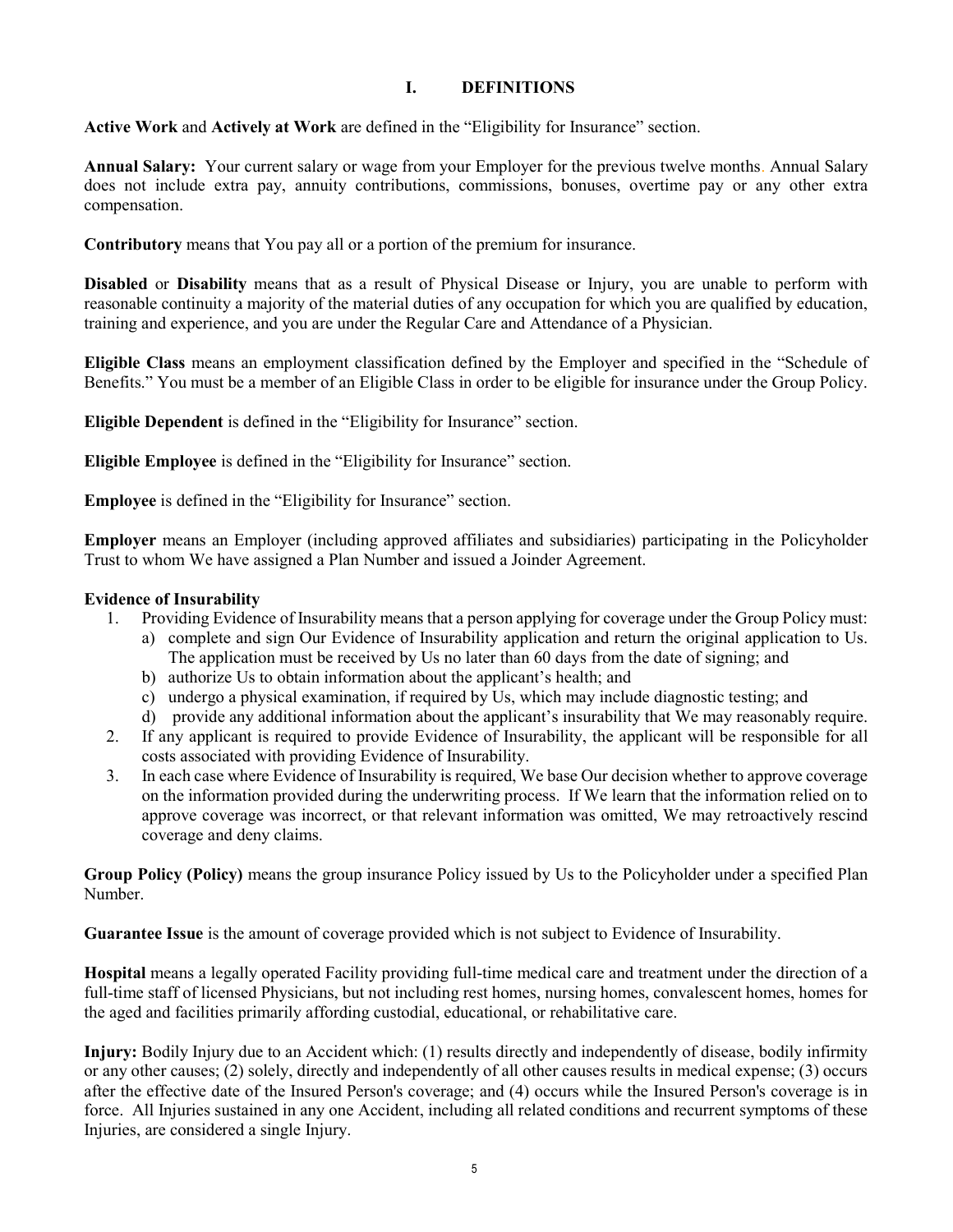# I. DEFINITIONS

**Active Work** and **Actively at Work** are defined in the "Eligibility for Insurance" section.

**Annual Salary:** Your current salary or wage from your Employer for the previous twelve months. Annual Salary does not include extra pay, annuity contributions, commissions, bonuses, overtime pay or any other extra compensation.

**Contributory** means that You pay all or a portion of the premium for insurance.

**Disabled** or **Disability** means that as a result of Physical Disease or Injury, you are unable to perform with reasonable continuity a majority of the material duties of any occupation for which you are qualified by education, training and experience, and you are under the Regular Care and Attendance of a Physician.

**Eligible Class** means an employment classification defined by the Employer and specified in the "Schedule of Benefits." You must be a member of an Eligible Class in order to be eligible for insurance under the Group Policy.

**Eligible Dependent** is defined in the "Eligibility for Insurance" section.

**Eligible Employee** is defined in the "Eligibility for Insurance" section.

**Employee** is defined in the "Eligibility for Insurance" section.

**Employer** means an Employer (including approved affiliates and subsidiaries) participating in the Policyholder Trust to whom We have assigned a Plan Number and issued a Joinder Agreement.

**Evidence of Insurability**

1. Providing Evidence of Insurability means that a person applying for coverage under the Group Policy must:
   a) complete and sign Our Evidence of Insurability application and return the original application to Us. The application must be received by Us no later than 60 days from the date of signing; and
   b) authorize Us to obtain information about the applicant's health; and
   c) undergo a physical examination, if required by Us, which may include diagnostic testing; and
   d) provide any additional information about the applicant's insurability that We may reasonably require.
2. If any applicant is required to provide Evidence of Insurability, the applicant will be responsible for all costs associated with providing Evidence of Insurability.
3. In each case where Evidence of Insurability is required, We base Our decision whether to approve coverage on the information provided during the underwriting process. If We learn that the information relied on to approve coverage was incorrect, or that relevant information was omitted, We may retroactively rescind coverage and deny claims.

**Group Policy (Policy)** means the group insurance Policy issued by Us to the Policyholder under a specified Plan Number.

**Guarantee Issue** is the amount of coverage provided which is not subject to Evidence of Insurability.

**Hospital** means a legally operated Facility providing full-time medical care and treatment under the direction of a full-time staff of licensed Physicians, but not including rest homes, nursing homes, convalescent homes, homes for the aged and facilities primarily affording custodial, educational, or rehabilitative care.

**Injury:** Bodily Injury due to an Accident which: (1) results directly and independently of disease, bodily infirmity or any other causes; (2) solely, directly and independently of all other causes results in medical expense; (3) occurs after the effective date of the Insured Person's coverage; and (4) occurs while the Insured Person's coverage is in force. All Injuries sustained in any one Accident, including all related conditions and recurrent symptoms of these Injuries, are considered a single Injury.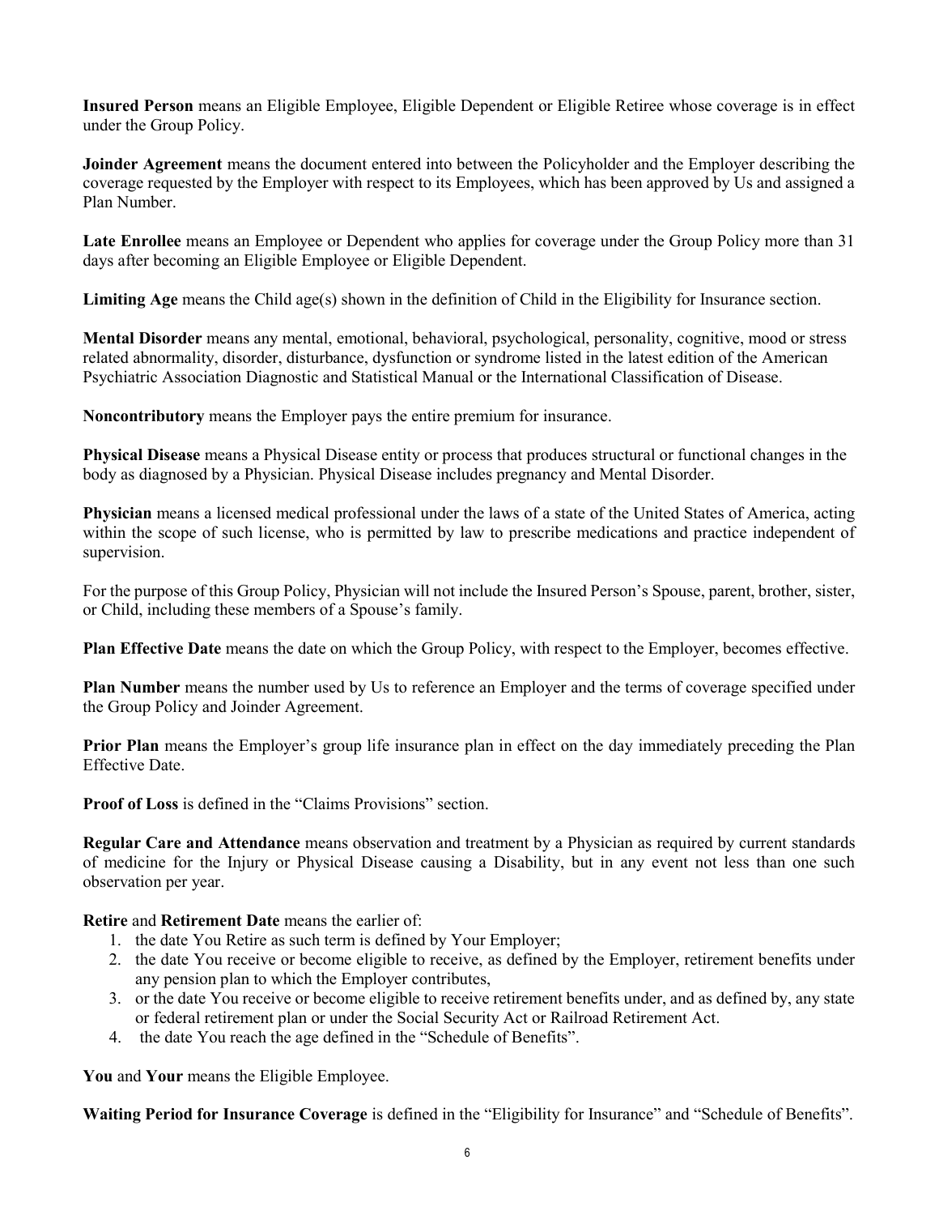**Insured Person** means an Eligible Employee, Eligible Dependent or Eligible Retiree whose coverage is in effect under the Group Policy.

**Joinder Agreement** means the document entered into between the Policyholder and the Employer describing the coverage requested by the Employer with respect to its Employees, which has been approved by Us and assigned a Plan Number.

**Late Enrollee** means an Employee or Dependent who applies for coverage under the Group Policy more than 31 days after becoming an Eligible Employee or Eligible Dependent.

**Limiting Age** means the Child age(s) shown in the definition of Child in the Eligibility for Insurance section.

**Mental Disorder** means any mental, emotional, behavioral, psychological, personality, cognitive, mood or stress related abnormality, disorder, disturbance, dysfunction or syndrome listed in the latest edition of the American Psychiatric Association Diagnostic and Statistical Manual or the International Classification of Disease.

**Noncontributory** means the Employer pays the entire premium for insurance.

**Physical Disease** means a Physical Disease entity or process that produces structural or functional changes in the body as diagnosed by a Physician. Physical Disease includes pregnancy and Mental Disorder.

**Physician** means a licensed medical professional under the laws of a state of the United States of America, acting within the scope of such license, who is permitted by law to prescribe medications and practice independent of supervision.

For the purpose of this Group Policy, Physician will not include the Insured Person's Spouse, parent, brother, sister, or Child, including these members of a Spouse's family.

**Plan Effective Date** means the date on which the Group Policy, with respect to the Employer, becomes effective.

**Plan Number** means the number used by Us to reference an Employer and the terms of coverage specified under the Group Policy and Joinder Agreement.

**Prior Plan** means the Employer's group life insurance plan in effect on the day immediately preceding the Plan Effective Date.

**Proof of Loss** is defined in the "Claims Provisions" section.

**Regular Care and Attendance** means observation and treatment by a Physician as required by current standards of medicine for the Injury or Physical Disease causing a Disability, but in any event not less than one such observation per year.

**Retire** and **Retirement Date** means the earlier of:

1. the date You Retire as such term is defined by Your Employer;
2. the date You receive or become eligible to receive, as defined by the Employer, retirement benefits under any pension plan to which the Employer contributes,
3. or the date You receive or become eligible to receive retirement benefits under, and as defined by, any state or federal retirement plan or under the Social Security Act or Railroad Retirement Act.
4. the date You reach the age defined in the "Schedule of Benefits".

**You** and **Your** means the Eligible Employee.

**Waiting Period for Insurance Coverage** is defined in the "Eligibility for Insurance" and "Schedule of Benefits".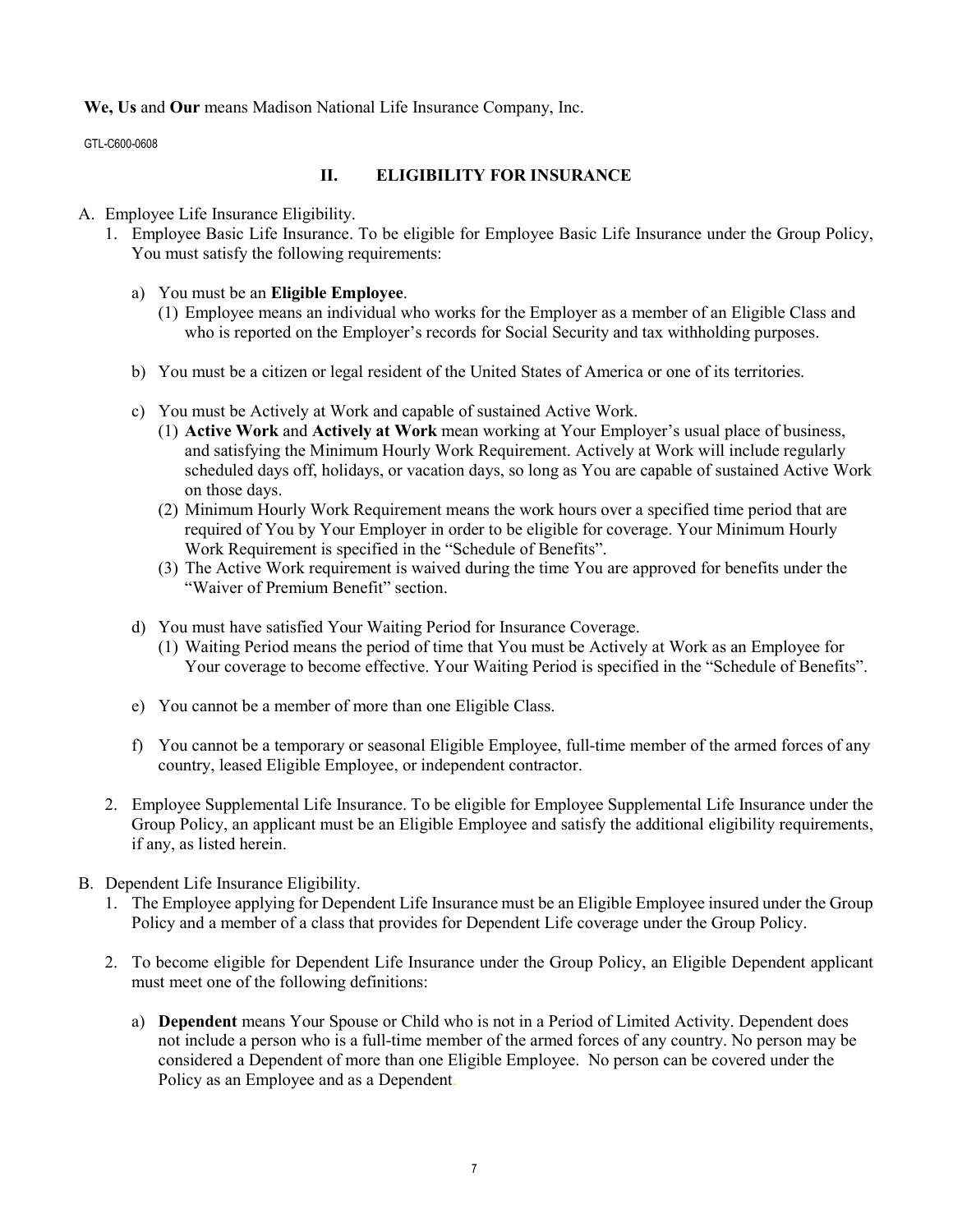**We, Us** and **Our** means Madison National Life Insurance Company, Inc.

GTL-C600-0608

## II. ELIGIBILITY FOR INSURANCE

A. Employee Life Insurance Eligibility.

1. Employee Basic Life Insurance. To be eligible for Employee Basic Life Insurance under the Group Policy, You must satisfy the following requirements:

   a) You must be an **Eligible Employee**.
      (1) Employee means an individual who works for the Employer as a member of an Eligible Class and who is reported on the Employer's records for Social Security and tax withholding purposes.

   b) You must be a citizen or legal resident of the United States of America or one of its territories.

   c) You must be Actively at Work and capable of sustained Active Work.
      (1) **Active Work** and **Actively at Work** mean working at Your Employer's usual place of business, and satisfying the Minimum Hourly Work Requirement. Actively at Work will include regularly scheduled days off, holidays, or vacation days, so long as You are capable of sustained Active Work on those days.
      (2) Minimum Hourly Work Requirement means the work hours over a specified time period that are required of You by Your Employer in order to be eligible for coverage. Your Minimum Hourly Work Requirement is specified in the "Schedule of Benefits".
      (3) The Active Work requirement is waived during the time You are approved for benefits under the "Waiver of Premium Benefit" section.

   d) You must have satisfied Your Waiting Period for Insurance Coverage.
      (1) Waiting Period means the period of time that You must be Actively at Work as an Employee for Your coverage to become effective. Your Waiting Period is specified in the "Schedule of Benefits".

   e) You cannot be a member of more than one Eligible Class.

   f) You cannot be a temporary or seasonal Eligible Employee, full-time member of the armed forces of any country, leased Eligible Employee, or independent contractor.

2. Employee Supplemental Life Insurance. To be eligible for Employee Supplemental Life Insurance under the Group Policy, an applicant must be an Eligible Employee and satisfy the additional eligibility requirements, if any, as listed herein.

B. Dependent Life Insurance Eligibility.

1. The Employee applying for Dependent Life Insurance must be an Eligible Employee insured under the Group Policy and a member of a class that provides for Dependent Life coverage under the Group Policy.

2. To become eligible for Dependent Life Insurance under the Group Policy, an Eligible Dependent applicant must meet one of the following definitions:

   a) **Dependent** means Your Spouse or Child who is not in a Period of Limited Activity. Dependent does not include a person who is a full-time member of the armed forces of any country. No person may be considered a Dependent of more than one Eligible Employee. No person can be covered under the Policy as an Employee and as a Dependent.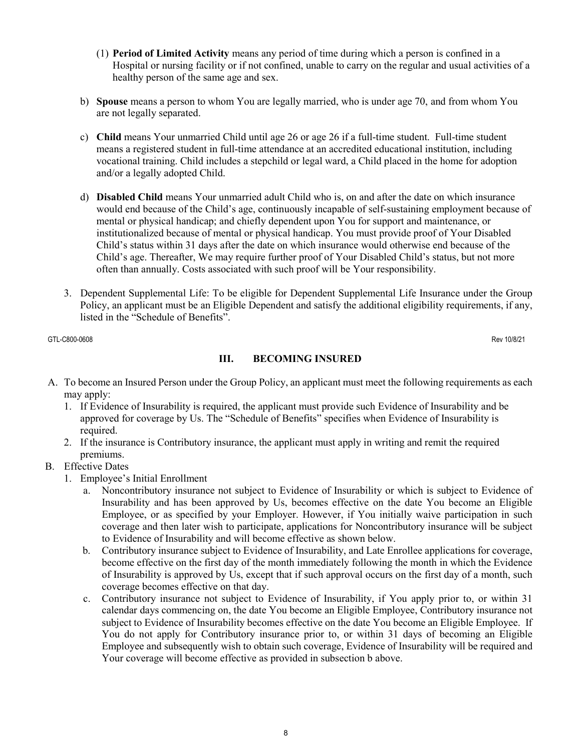(1) **Period of Limited Activity** means any period of time during which a person is confined in a Hospital or nursing facility or if not confined, unable to carry on the regular and usual activities of a healthy person of the same age and sex.

b) **Spouse** means a person to whom You are legally married, who is under age 70, and from whom You are not legally separated.

c) **Child** means Your unmarried Child until age 26 or age 26 if a full-time student. Full-time student means a registered student in full-time attendance at an accredited educational institution, including vocational training. Child includes a stepchild or legal ward, a Child placed in the home for adoption and/or a legally adopted Child.

d) **Disabled Child** means Your unmarried adult Child who is, on and after the date on which insurance would end because of the Child's age, continuously incapable of self-sustaining employment because of mental or physical handicap; and chiefly dependent upon You for support and maintenance, or institutionalized because of mental or physical handicap. You must provide proof of Your Disabled Child's status within 31 days after the date on which insurance would otherwise end because of the Child's age. Thereafter, We may require further proof of Your Disabled Child's status, but not more often than annually. Costs associated with such proof will be Your responsibility.

3. Dependent Supplemental Life: To be eligible for Dependent Supplemental Life Insurance under the Group Policy, an applicant must be an Eligible Dependent and satisfy the additional eligibility requirements, if any, listed in the "Schedule of Benefits".

GTL-C800-0608 Rev 10/8/21

## III. BECOMING INSURED

A. To become an Insured Person under the Group Policy, an applicant must meet the following requirements as each may apply:
   1. If Evidence of Insurability is required, the applicant must provide such Evidence of Insurability and be approved for coverage by Us. The "Schedule of Benefits" specifies when Evidence of Insurability is required.
   2. If the insurance is Contributory insurance, the applicant must apply in writing and remit the required premiums.

B. Effective Dates
   1. Employee's Initial Enrollment
      a. Noncontributory insurance not subject to Evidence of Insurability or which is subject to Evidence of Insurability and has been approved by Us, becomes effective on the date You become an Eligible Employee, or as specified by your Employer. However, if You initially waive participation in such coverage and then later wish to participate, applications for Noncontributory insurance will be subject to Evidence of Insurability and will become effective as shown below.
      b. Contributory insurance subject to Evidence of Insurability, and Late Enrollee applications for coverage, become effective on the first day of the month immediately following the month in which the Evidence of Insurability is approved by Us, except that if such approval occurs on the first day of a month, such coverage becomes effective on that day.
      c. Contributory insurance not subject to Evidence of Insurability, if You apply prior to, or within 31 calendar days commencing on, the date You become an Eligible Employee, Contributory insurance not subject to Evidence of Insurability becomes effective on the date You become an Eligible Employee. If You do not apply for Contributory insurance prior to, or within 31 days of becoming an Eligible Employee and subsequently wish to obtain such coverage, Evidence of Insurability will be required and Your coverage will become effective as provided in subsection b above.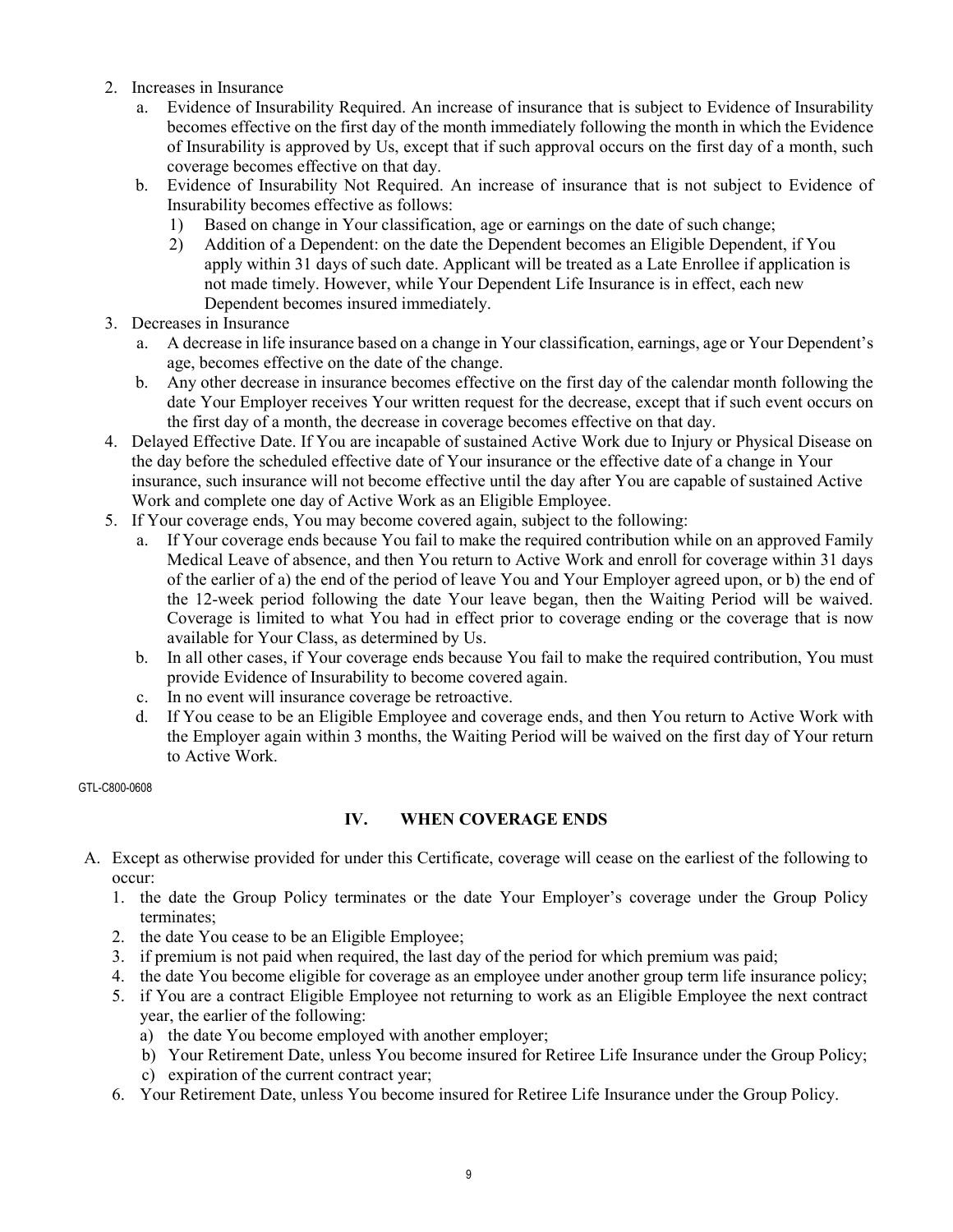2. Increases in Insurance
   a. Evidence of Insurability Required. An increase of insurance that is subject to Evidence of Insurability becomes effective on the first day of the month immediately following the month in which the Evidence of Insurability is approved by Us, except that if such approval occurs on the first day of a month, such coverage becomes effective on that day.
   b. Evidence of Insurability Not Required. An increase of insurance that is not subject to Evidence of Insurability becomes effective as follows:
      1) Based on change in Your classification, age or earnings on the date of such change;
      2) Addition of a Dependent: on the date the Dependent becomes an Eligible Dependent, if You apply within 31 days of such date. Applicant will be treated as a Late Enrollee if application is not made timely. However, while Your Dependent Life Insurance is in effect, each new Dependent becomes insured immediately.
3. Decreases in Insurance
   a. A decrease in life insurance based on a change in Your classification, earnings, age or Your Dependent's age, becomes effective on the date of the change.
   b. Any other decrease in insurance becomes effective on the first day of the calendar month following the date Your Employer receives Your written request for the decrease, except that if such event occurs on the first day of a month, the decrease in coverage becomes effective on that day.
4. Delayed Effective Date. If You are incapable of sustained Active Work due to Injury or Physical Disease on the day before the scheduled effective date of Your insurance or the effective date of a change in Your insurance, such insurance will not become effective until the day after You are capable of sustained Active Work and complete one day of Active Work as an Eligible Employee.
5. If Your coverage ends, You may become covered again, subject to the following:
   a. If Your coverage ends because You fail to make the required contribution while on an approved Family Medical Leave of absence, and then You return to Active Work and enroll for coverage within 31 days of the earlier of a) the end of the period of leave You and Your Employer agreed upon, or b) the end of the 12-week period following the date Your leave began, then the Waiting Period will be waived. Coverage is limited to what You had in effect prior to coverage ending or the coverage that is now available for Your Class, as determined by Us.
   b. In all other cases, if Your coverage ends because You fail to make the required contribution, You must provide Evidence of Insurability to become covered again.
   c. In no event will insurance coverage be retroactive.
   d. If You cease to be an Eligible Employee and coverage ends, and then You return to Active Work with the Employer again within 3 months, the Waiting Period will be waived on the first day of Your return to Active Work.

GTL-C800-0608

## IV. WHEN COVERAGE ENDS

A. Except as otherwise provided for under this Certificate, coverage will cease on the earliest of the following to occur:
   1. the date the Group Policy terminates or the date Your Employer's coverage under the Group Policy terminates;
   2. the date You cease to be an Eligible Employee;
   3. if premium is not paid when required, the last day of the period for which premium was paid;
   4. the date You become eligible for coverage as an employee under another group term life insurance policy;
   5. if You are a contract Eligible Employee not returning to work as an Eligible Employee the next contract year, the earlier of the following:
      a) the date You become employed with another employer;
      b) Your Retirement Date, unless You become insured for Retiree Life Insurance under the Group Policy;
      c) expiration of the current contract year;
   6. Your Retirement Date, unless You become insured for Retiree Life Insurance under the Group Policy.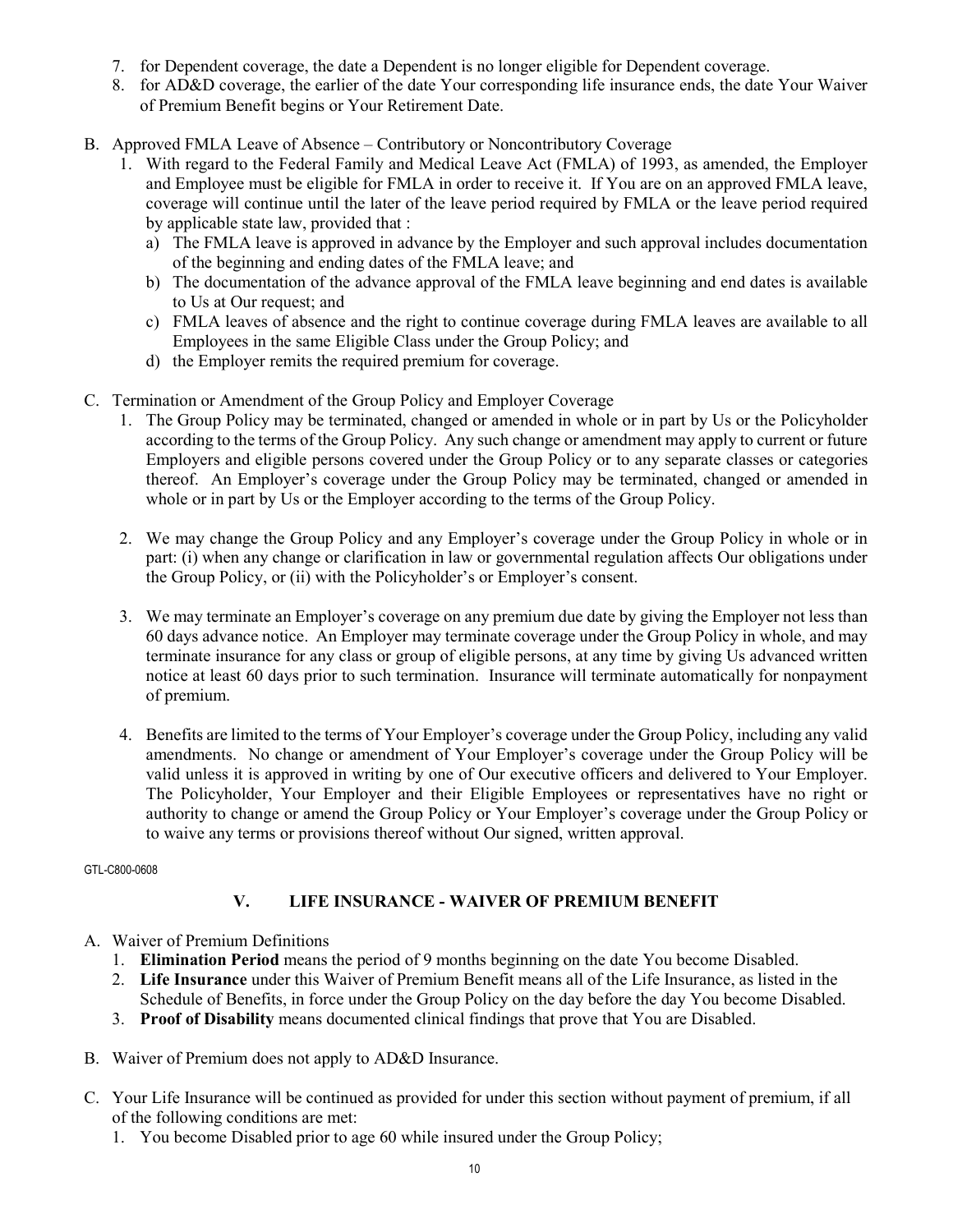7. for Dependent coverage, the date a Dependent is no longer eligible for Dependent coverage.
8. for AD&D coverage, the earlier of the date Your corresponding life insurance ends, the date Your Waiver of Premium Benefit begins or Your Retirement Date.

B. Approved FMLA Leave of Absence – Contributory or Noncontributory Coverage
   1. With regard to the Federal Family and Medical Leave Act (FMLA) of 1993, as amended, the Employer and Employee must be eligible for FMLA in order to receive it. If You are on an approved FMLA leave, coverage will continue until the later of the leave period required by FMLA or the leave period required by applicable state law, provided that :
      a) The FMLA leave is approved in advance by the Employer and such approval includes documentation of the beginning and ending dates of the FMLA leave; and
      b) The documentation of the advance approval of the FMLA leave beginning and end dates is available to Us at Our request; and
      c) FMLA leaves of absence and the right to continue coverage during FMLA leaves are available to all Employees in the same Eligible Class under the Group Policy; and
      d) the Employer remits the required premium for coverage.

C. Termination or Amendment of the Group Policy and Employer Coverage
   1. The Group Policy may be terminated, changed or amended in whole or in part by Us or the Policyholder according to the terms of the Group Policy. Any such change or amendment may apply to current or future Employers and eligible persons covered under the Group Policy or to any separate classes or categories thereof. An Employer's coverage under the Group Policy may be terminated, changed or amended in whole or in part by Us or the Employer according to the terms of the Group Policy.

   2. We may change the Group Policy and any Employer's coverage under the Group Policy in whole or in part: (i) when any change or clarification in law or governmental regulation affects Our obligations under the Group Policy, or (ii) with the Policyholder's or Employer's consent.

   3. We may terminate an Employer's coverage on any premium due date by giving the Employer not less than 60 days advance notice. An Employer may terminate coverage under the Group Policy in whole, and may terminate insurance for any class or group of eligible persons, at any time by giving Us advanced written notice at least 60 days prior to such termination. Insurance will terminate automatically for nonpayment of premium.

   4. Benefits are limited to the terms of Your Employer's coverage under the Group Policy, including any valid amendments. No change or amendment of Your Employer's coverage under the Group Policy will be valid unless it is approved in writing by one of Our executive officers and delivered to Your Employer. The Policyholder, Your Employer and their Eligible Employees or representatives have no right or authority to change or amend the Group Policy or Your Employer's coverage under the Group Policy or to waive any terms or provisions thereof without Our signed, written approval.

GTL-C800-0608

## V. LIFE INSURANCE - WAIVER OF PREMIUM BENEFIT

A. Waiver of Premium Definitions
   1. **Elimination Period** means the period of 9 months beginning on the date You become Disabled.
   2. **Life Insurance** under this Waiver of Premium Benefit means all of the Life Insurance, as listed in the Schedule of Benefits, in force under the Group Policy on the day before the day You become Disabled.
   3. **Proof of Disability** means documented clinical findings that prove that You are Disabled.

B. Waiver of Premium does not apply to AD&D Insurance.

C. Your Life Insurance will be continued as provided for under this section without payment of premium, if all of the following conditions are met:
   1. You become Disabled prior to age 60 while insured under the Group Policy;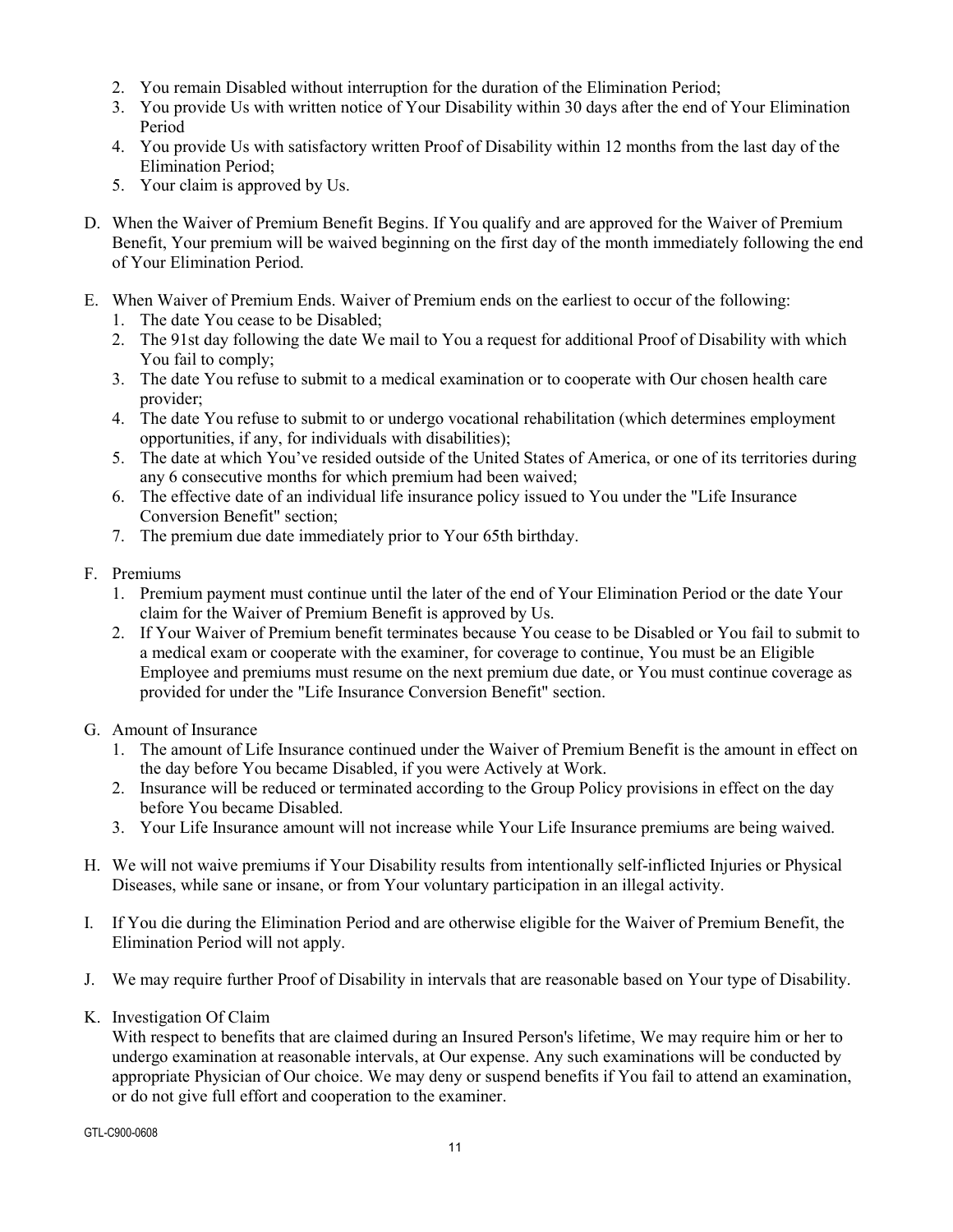2. You remain Disabled without interruption for the duration of the Elimination Period;
3. You provide Us with written notice of Your Disability within 30 days after the end of Your Elimination Period
4. You provide Us with satisfactory written Proof of Disability within 12 months from the last day of the Elimination Period;
5. Your claim is approved by Us.

D. When the Waiver of Premium Benefit Begins. If You qualify and are approved for the Waiver of Premium Benefit, Your premium will be waived beginning on the first day of the month immediately following the end of Your Elimination Period.

E. When Waiver of Premium Ends. Waiver of Premium ends on the earliest to occur of the following:
   1. The date You cease to be Disabled;
   2. The 91st day following the date We mail to You a request for additional Proof of Disability with which You fail to comply;
   3. The date You refuse to submit to a medical examination or to cooperate with Our chosen health care provider;
   4. The date You refuse to submit to or undergo vocational rehabilitation (which determines employment opportunities, if any, for individuals with disabilities);
   5. The date at which You've resided outside of the United States of America, or one of its territories during any 6 consecutive months for which premium had been waived;
   6. The effective date of an individual life insurance policy issued to You under the "Life Insurance Conversion Benefit" section;
   7. The premium due date immediately prior to Your 65th birthday.

F. Premiums
   1. Premium payment must continue until the later of the end of Your Elimination Period or the date Your claim for the Waiver of Premium Benefit is approved by Us.
   2. If Your Waiver of Premium benefit terminates because You cease to be Disabled or You fail to submit to a medical exam or cooperate with the examiner, for coverage to continue, You must be an Eligible Employee and premiums must resume on the next premium due date, or You must continue coverage as provided for under the "Life Insurance Conversion Benefit" section.

G. Amount of Insurance
   1. The amount of Life Insurance continued under the Waiver of Premium Benefit is the amount in effect on the day before You became Disabled, if you were Actively at Work.
   2. Insurance will be reduced or terminated according to the Group Policy provisions in effect on the day before You became Disabled.
   3. Your Life Insurance amount will not increase while Your Life Insurance premiums are being waived.

H. We will not waive premiums if Your Disability results from intentionally self-inflicted Injuries or Physical Diseases, while sane or insane, or from Your voluntary participation in an illegal activity.

I. If You die during the Elimination Period and are otherwise eligible for the Waiver of Premium Benefit, the Elimination Period will not apply.

J. We may require further Proof of Disability in intervals that are reasonable based on Your type of Disability.

K. Investigation Of Claim
   With respect to benefits that are claimed during an Insured Person's lifetime, We may require him or her to undergo examination at reasonable intervals, at Our expense. Any such examinations will be conducted by appropriate Physician of Our choice. We may deny or suspend benefits if You fail to attend an examination, or do not give full effort and cooperation to the examiner.

GTL-C900-0608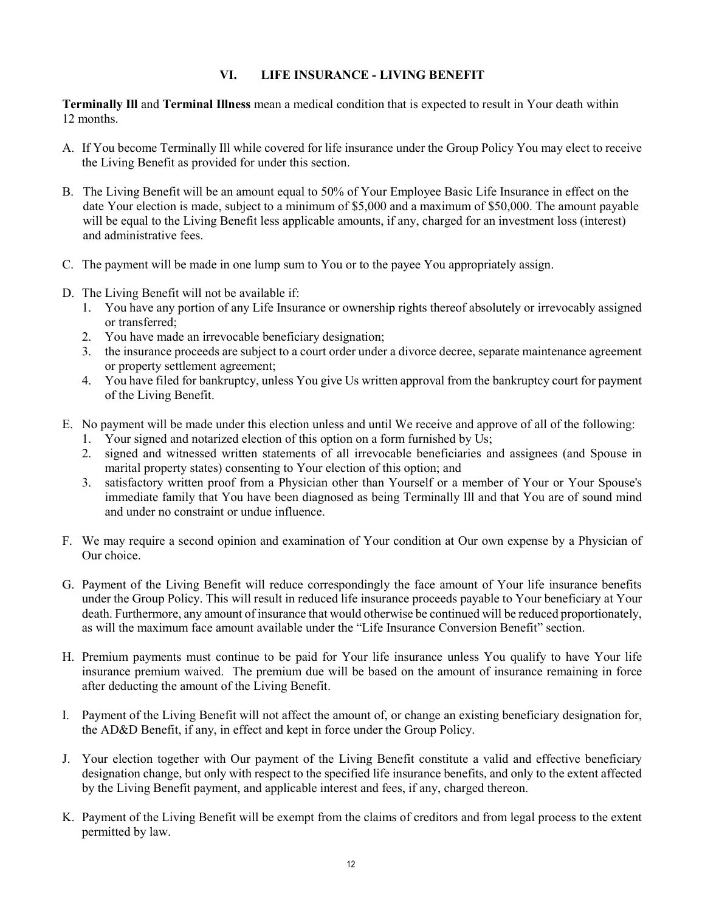## VI. LIFE INSURANCE - LIVING BENEFIT

**Terminally Ill** and **Terminal Illness** mean a medical condition that is expected to result in Your death within 12 months.

A. If You become Terminally Ill while covered for life insurance under the Group Policy You may elect to receive the Living Benefit as provided for under this section.

B. The Living Benefit will be an amount equal to 50% of Your Employee Basic Life Insurance in effect on the date Your election is made, subject to a minimum of $5,000 and a maximum of $50,000. The amount payable will be equal to the Living Benefit less applicable amounts, if any, charged for an investment loss (interest) and administrative fees.

C. The payment will be made in one lump sum to You or to the payee You appropriately assign.

D. The Living Benefit will not be available if:
   1. You have any portion of any Life Insurance or ownership rights thereof absolutely or irrevocably assigned or transferred;
   2. You have made an irrevocable beneficiary designation;
   3. the insurance proceeds are subject to a court order under a divorce decree, separate maintenance agreement or property settlement agreement;
   4. You have filed for bankruptcy, unless You give Us written approval from the bankruptcy court for payment of the Living Benefit.

E. No payment will be made under this election unless and until We receive and approve of all of the following:
   1. Your signed and notarized election of this option on a form furnished by Us;
   2. signed and witnessed written statements of all irrevocable beneficiaries and assignees (and Spouse in marital property states) consenting to Your election of this option; and
   3. satisfactory written proof from a Physician other than Yourself or a member of Your or Your Spouse's immediate family that You have been diagnosed as being Terminally Ill and that You are of sound mind and under no constraint or undue influence.

F. We may require a second opinion and examination of Your condition at Our own expense by a Physician of Our choice.

G. Payment of the Living Benefit will reduce correspondingly the face amount of Your life insurance benefits under the Group Policy. This will result in reduced life insurance proceeds payable to Your beneficiary at Your death. Furthermore, any amount of insurance that would otherwise be continued will be reduced proportionately, as will the maximum face amount available under the "Life Insurance Conversion Benefit" section.

H. Premium payments must continue to be paid for Your life insurance unless You qualify to have Your life insurance premium waived. The premium due will be based on the amount of insurance remaining in force after deducting the amount of the Living Benefit.

I. Payment of the Living Benefit will not affect the amount of, or change an existing beneficiary designation for, the AD&D Benefit, if any, in effect and kept in force under the Group Policy.

J. Your election together with Our payment of the Living Benefit constitute a valid and effective beneficiary designation change, but only with respect to the specified life insurance benefits, and only to the extent affected by the Living Benefit payment, and applicable interest and fees, if any, charged thereon.

K. Payment of the Living Benefit will be exempt from the claims of creditors and from legal process to the extent permitted by law.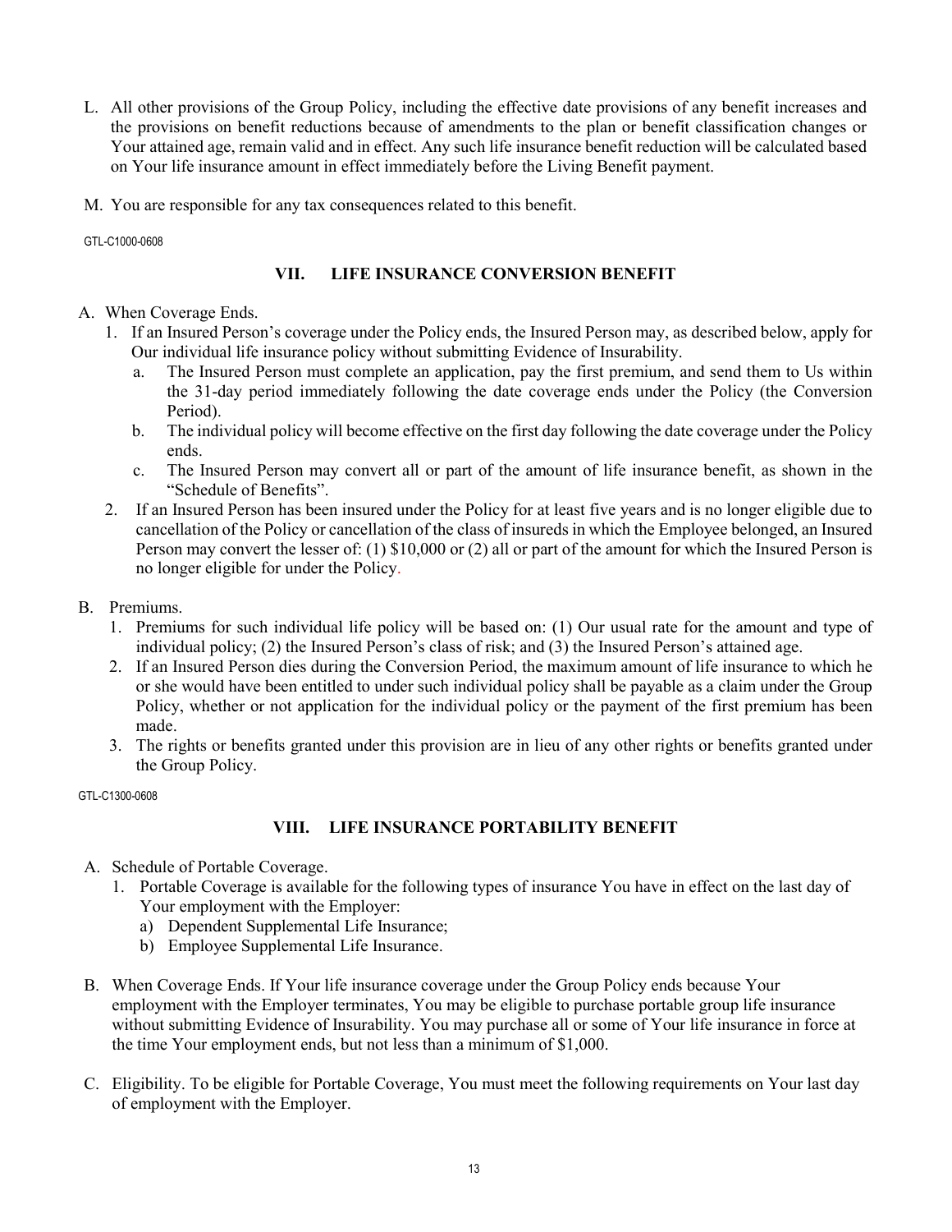L. All other provisions of the Group Policy, including the effective date provisions of any benefit increases and the provisions on benefit reductions because of amendments to the plan or benefit classification changes or Your attained age, remain valid and in effect. Any such life insurance benefit reduction will be calculated based on Your life insurance amount in effect immediately before the Living Benefit payment.

M. You are responsible for any tax consequences related to this benefit.

GTL-C1000-0608

## VII. LIFE INSURANCE CONVERSION BENEFIT

A. When Coverage Ends.
   1. If an Insured Person's coverage under the Policy ends, the Insured Person may, as described below, apply for Our individual life insurance policy without submitting Evidence of Insurability.
      a. The Insured Person must complete an application, pay the first premium, and send them to Us within the 31-day period immediately following the date coverage ends under the Policy (the Conversion Period).
      b. The individual policy will become effective on the first day following the date coverage under the Policy ends.
      c. The Insured Person may convert all or part of the amount of life insurance benefit, as shown in the "Schedule of Benefits".
   2. If an Insured Person has been insured under the Policy for at least five years and is no longer eligible due to cancellation of the Policy or cancellation of the class of insureds in which the Employee belonged, an Insured Person may convert the lesser of: (1) $10,000 or (2) all or part of the amount for which the Insured Person is no longer eligible for under the Policy.

B. Premiums.
   1. Premiums for such individual life policy will be based on: (1) Our usual rate for the amount and type of individual policy; (2) the Insured Person's class of risk; and (3) the Insured Person's attained age.
   2. If an Insured Person dies during the Conversion Period, the maximum amount of life insurance to which he or she would have been entitled to under such individual policy shall be payable as a claim under the Group Policy, whether or not application for the individual policy or the payment of the first premium has been made.
   3. The rights or benefits granted under this provision are in lieu of any other rights or benefits granted under the Group Policy.

GTL-C1300-0608

## VIII. LIFE INSURANCE PORTABILITY BENEFIT

A. Schedule of Portable Coverage.
   1. Portable Coverage is available for the following types of insurance You have in effect on the last day of Your employment with the Employer:
      a) Dependent Supplemental Life Insurance;
      b) Employee Supplemental Life Insurance.

B. When Coverage Ends. If Your life insurance coverage under the Group Policy ends because Your employment with the Employer terminates, You may be eligible to purchase portable group life insurance without submitting Evidence of Insurability. You may purchase all or some of Your life insurance in force at the time Your employment ends, but not less than a minimum of $1,000.

C. Eligibility. To be eligible for Portable Coverage, You must meet the following requirements on Your last day of employment with the Employer.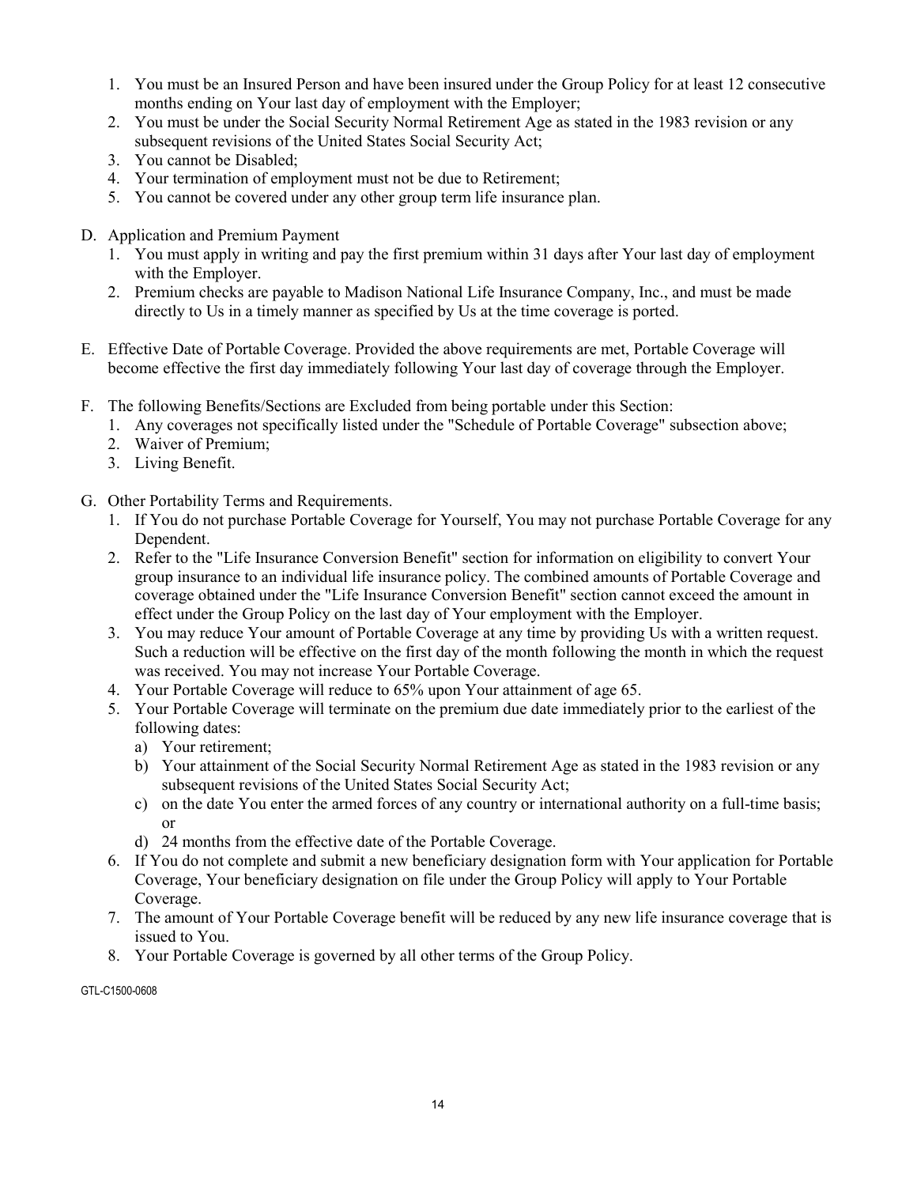1. You must be an Insured Person and have been insured under the Group Policy for at least 12 consecutive months ending on Your last day of employment with the Employer;
2. You must be under the Social Security Normal Retirement Age as stated in the 1983 revision or any subsequent revisions of the United States Social Security Act;
3. You cannot be Disabled;
4. Your termination of employment must not be due to Retirement;
5. You cannot be covered under any other group term life insurance plan.

D. Application and Premium Payment
   1. You must apply in writing and pay the first premium within 31 days after Your last day of employment with the Employer.
   2. Premium checks are payable to Madison National Life Insurance Company, Inc., and must be made directly to Us in a timely manner as specified by Us at the time coverage is ported.

E. Effective Date of Portable Coverage. Provided the above requirements are met, Portable Coverage will become effective the first day immediately following Your last day of coverage through the Employer.

F. The following Benefits/Sections are Excluded from being portable under this Section:
   1. Any coverages not specifically listed under the "Schedule of Portable Coverage" subsection above;
   2. Waiver of Premium;
   3. Living Benefit.

G. Other Portability Terms and Requirements.
   1. If You do not purchase Portable Coverage for Yourself, You may not purchase Portable Coverage for any Dependent.
   2. Refer to the "Life Insurance Conversion Benefit" section for information on eligibility to convert Your group insurance to an individual life insurance policy. The combined amounts of Portable Coverage and coverage obtained under the "Life Insurance Conversion Benefit" section cannot exceed the amount in effect under the Group Policy on the last day of Your employment with the Employer.
   3. You may reduce Your amount of Portable Coverage at any time by providing Us with a written request. Such a reduction will be effective on the first day of the month following the month in which the request was received. You may not increase Your Portable Coverage.
   4. Your Portable Coverage will reduce to 65% upon Your attainment of age 65.
   5. Your Portable Coverage will terminate on the premium due date immediately prior to the earliest of the following dates:
      a) Your retirement;
      b) Your attainment of the Social Security Normal Retirement Age as stated in the 1983 revision or any subsequent revisions of the United States Social Security Act;
      c) on the date You enter the armed forces of any country or international authority on a full-time basis; or
      d) 24 months from the effective date of the Portable Coverage.
   6. If You do not complete and submit a new beneficiary designation form with Your application for Portable Coverage, Your beneficiary designation on file under the Group Policy will apply to Your Portable Coverage.
   7. The amount of Your Portable Coverage benefit will be reduced by any new life insurance coverage that is issued to You.
   8. Your Portable Coverage is governed by all other terms of the Group Policy.

GTL-C1500-0608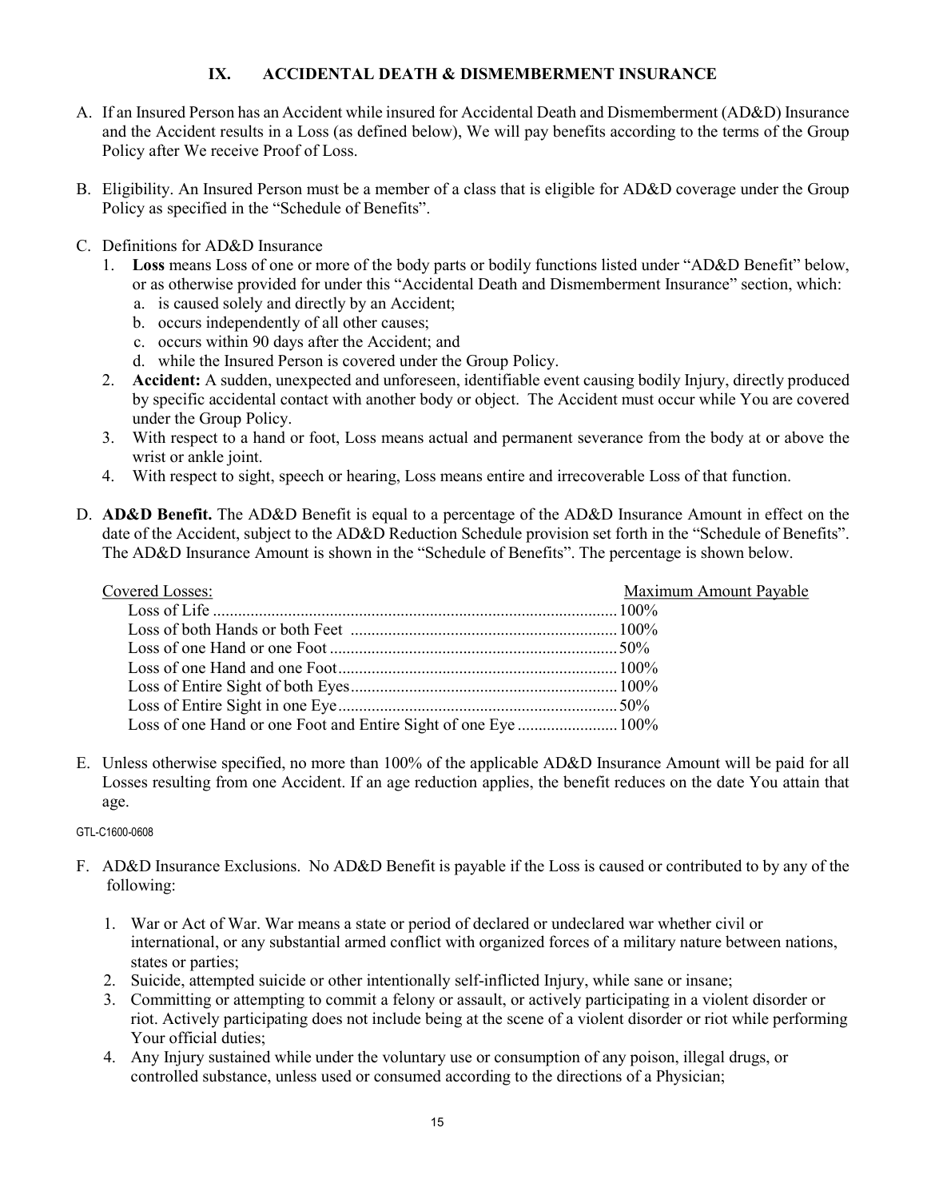## IX. ACCIDENTAL DEATH & DISMEMBERMENT INSURANCE

A. If an Insured Person has an Accident while insured for Accidental Death and Dismemberment (AD&D) Insurance and the Accident results in a Loss (as defined below), We will pay benefits according to the terms of the Group Policy after We receive Proof of Loss.

B. Eligibility. An Insured Person must be a member of a class that is eligible for AD&D coverage under the Group Policy as specified in the "Schedule of Benefits".

C. Definitions for AD&D Insurance
   1. **Loss** means Loss of one or more of the body parts or bodily functions listed under "AD&D Benefit" below, or as otherwise provided for under this "Accidental Death and Dismemberment Insurance" section, which:
      a. is caused solely and directly by an Accident;
      b. occurs independently of all other causes;
      c. occurs within 90 days after the Accident; and
      d. while the Insured Person is covered under the Group Policy.
   2. **Accident:** A sudden, unexpected and unforeseen, identifiable event causing bodily Injury, directly produced by specific accidental contact with another body or object. The Accident must occur while You are covered under the Group Policy.
   3. With respect to a hand or foot, Loss means actual and permanent severance from the body at or above the wrist or ankle joint.
   4. With respect to sight, speech or hearing, Loss means entire and irrecoverable Loss of that function.

D. **AD&D Benefit.** The AD&D Benefit is equal to a percentage of the AD&D Insurance Amount in effect on the date of the Accident, subject to the AD&D Reduction Schedule provision set forth in the "Schedule of Benefits". The AD&D Insurance Amount is shown in the "Schedule of Benefits". The percentage is shown below.

| Covered Losses: | Maximum Amount Payable |
|---|---|
| Loss of Life | 100% |
| Loss of both Hands or both Feet | 100% |
| Loss of one Hand or one Foot | 50% |
| Loss of one Hand and one Foot | 100% |
| Loss of Entire Sight of both Eyes | 100% |
| Loss of Entire Sight in one Eye | 50% |
| Loss of one Hand or one Foot and Entire Sight of one Eye | 100% |

E. Unless otherwise specified, no more than 100% of the applicable AD&D Insurance Amount will be paid for all Losses resulting from one Accident. If an age reduction applies, the benefit reduces on the date You attain that age.

GTL-C1600-0608

F. AD&D Insurance Exclusions. No AD&D Benefit is payable if the Loss is caused or contributed to by any of the following:

   1. War or Act of War. War means a state or period of declared or undeclared war whether civil or international, or any substantial armed conflict with organized forces of a military nature between nations, states or parties;
   2. Suicide, attempted suicide or other intentionally self-inflicted Injury, while sane or insane;
   3. Committing or attempting to commit a felony or assault, or actively participating in a violent disorder or riot. Actively participating does not include being at the scene of a violent disorder or riot while performing Your official duties;
   4. Any Injury sustained while under the voluntary use or consumption of any poison, illegal drugs, or controlled substance, unless used or consumed according to the directions of a Physician;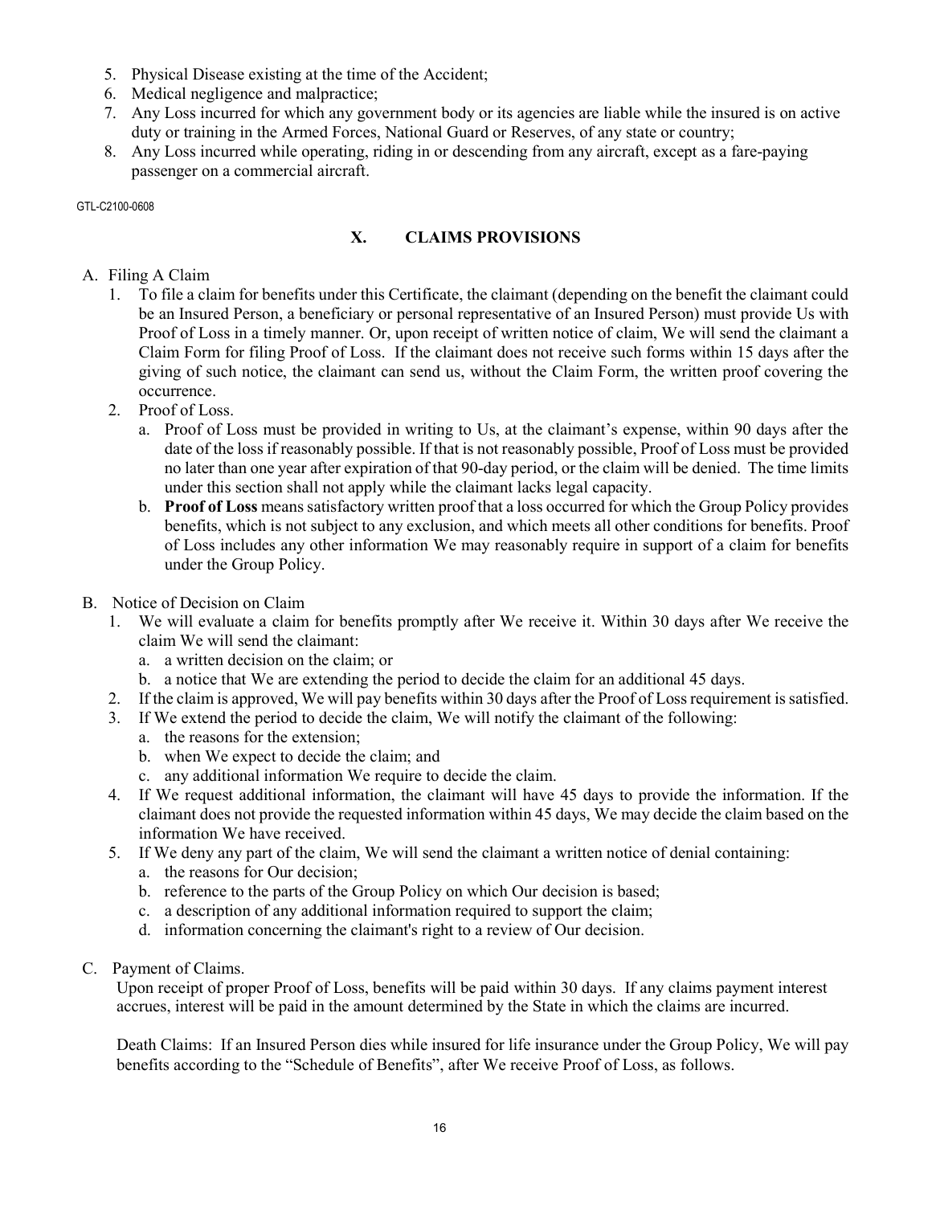5. Physical Disease existing at the time of the Accident;
6. Medical negligence and malpractice;
7. Any Loss incurred for which any government body or its agencies are liable while the insured is on active duty or training in the Armed Forces, National Guard or Reserves, of any state or country;
8. Any Loss incurred while operating, riding in or descending from any aircraft, except as a fare-paying passenger on a commercial aircraft.

GTL-C2100-0608

## X. CLAIMS PROVISIONS

A. Filing A Claim

1. To file a claim for benefits under this Certificate, the claimant (depending on the benefit the claimant could be an Insured Person, a beneficiary or personal representative of an Insured Person) must provide Us with Proof of Loss in a timely manner. Or, upon receipt of written notice of claim, We will send the claimant a Claim Form for filing Proof of Loss. If the claimant does not receive such forms within 15 days after the giving of such notice, the claimant can send us, without the Claim Form, the written proof covering the occurrence.
2. Proof of Loss.
   a. Proof of Loss must be provided in writing to Us, at the claimant's expense, within 90 days after the date of the loss if reasonably possible. If that is not reasonably possible, Proof of Loss must be provided no later than one year after expiration of that 90-day period, or the claim will be denied. The time limits under this section shall not apply while the claimant lacks legal capacity.
   b. **Proof of Loss** means satisfactory written proof that a loss occurred for which the Group Policy provides benefits, which is not subject to any exclusion, and which meets all other conditions for benefits. Proof of Loss includes any other information We may reasonably require in support of a claim for benefits under the Group Policy.

B. Notice of Decision on Claim

1. We will evaluate a claim for benefits promptly after We receive it. Within 30 days after We receive the claim We will send the claimant:
   a. a written decision on the claim; or
   b. a notice that We are extending the period to decide the claim for an additional 45 days.
2. If the claim is approved, We will pay benefits within 30 days after the Proof of Loss requirement is satisfied.
3. If We extend the period to decide the claim, We will notify the claimant of the following:
   a. the reasons for the extension;
   b. when We expect to decide the claim; and
   c. any additional information We require to decide the claim.
4. If We request additional information, the claimant will have 45 days to provide the information. If the claimant does not provide the requested information within 45 days, We may decide the claim based on the information We have received.
5. If We deny any part of the claim, We will send the claimant a written notice of denial containing:
   a. the reasons for Our decision;
   b. reference to the parts of the Group Policy on which Our decision is based;
   c. a description of any additional information required to support the claim;
   d. information concerning the claimant's right to a review of Our decision.

C. Payment of Claims.

Upon receipt of proper Proof of Loss, benefits will be paid within 30 days. If any claims payment interest accrues, interest will be paid in the amount determined by the State in which the claims are incurred.

Death Claims: If an Insured Person dies while insured for life insurance under the Group Policy, We will pay benefits according to the "Schedule of Benefits", after We receive Proof of Loss, as follows.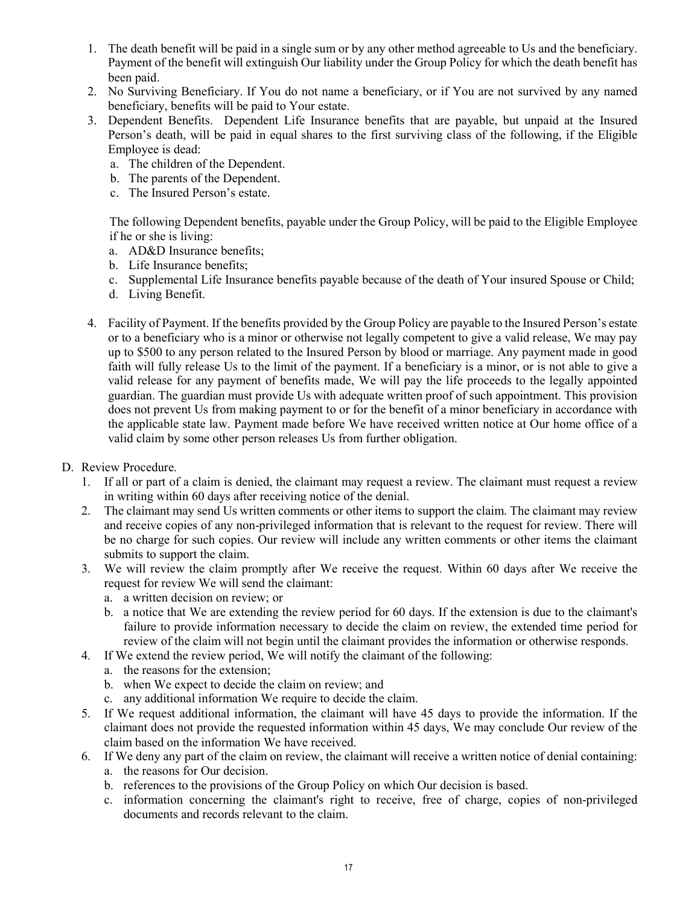1. The death benefit will be paid in a single sum or by any other method agreeable to Us and the beneficiary. Payment of the benefit will extinguish Our liability under the Group Policy for which the death benefit has been paid.
2. No Surviving Beneficiary. If You do not name a beneficiary, or if You are not survived by any named beneficiary, benefits will be paid to Your estate.
3. Dependent Benefits. Dependent Life Insurance benefits that are payable, but unpaid at the Insured Person's death, will be paid in equal shares to the first surviving class of the following, if the Eligible Employee is dead:
   a. The children of the Dependent.
   b. The parents of the Dependent.
   c. The Insured Person's estate.

   The following Dependent benefits, payable under the Group Policy, will be paid to the Eligible Employee if he or she is living:
   a. AD&D Insurance benefits;
   b. Life Insurance benefits;
   c. Supplemental Life Insurance benefits payable because of the death of Your insured Spouse or Child;
   d. Living Benefit.
4. Facility of Payment. If the benefits provided by the Group Policy are payable to the Insured Person's estate or to a beneficiary who is a minor or otherwise not legally competent to give a valid release, We may pay up to $500 to any person related to the Insured Person by blood or marriage. Any payment made in good faith will fully release Us to the limit of the payment. If a beneficiary is a minor, or is not able to give a valid release for any payment of benefits made, We will pay the life proceeds to the legally appointed guardian. The guardian must provide Us with adequate written proof of such appointment. This provision does not prevent Us from making payment to or for the benefit of a minor beneficiary in accordance with the applicable state law. Payment made before We have received written notice at Our home office of a valid claim by some other person releases Us from further obligation.

D. Review Procedure.

1. If all or part of a claim is denied, the claimant may request a review. The claimant must request a review in writing within 60 days after receiving notice of the denial.
2. The claimant may send Us written comments or other items to support the claim. The claimant may review and receive copies of any non-privileged information that is relevant to the request for review. There will be no charge for such copies. Our review will include any written comments or other items the claimant submits to support the claim.
3. We will review the claim promptly after We receive the request. Within 60 days after We receive the request for review We will send the claimant:
   a. a written decision on review; or
   b. a notice that We are extending the review period for 60 days. If the extension is due to the claimant's failure to provide information necessary to decide the claim on review, the extended time period for review of the claim will not begin until the claimant provides the information or otherwise responds.
4. If We extend the review period, We will notify the claimant of the following:
   a. the reasons for the extension;
   b. when We expect to decide the claim on review; and
   c. any additional information We require to decide the claim.
5. If We request additional information, the claimant will have 45 days to provide the information. If the claimant does not provide the requested information within 45 days, We may conclude Our review of the claim based on the information We have received.
6. If We deny any part of the claim on review, the claimant will receive a written notice of denial containing:
   a. the reasons for Our decision.
   b. references to the provisions of the Group Policy on which Our decision is based.
   c. information concerning the claimant's right to receive, free of charge, copies of non-privileged documents and records relevant to the claim.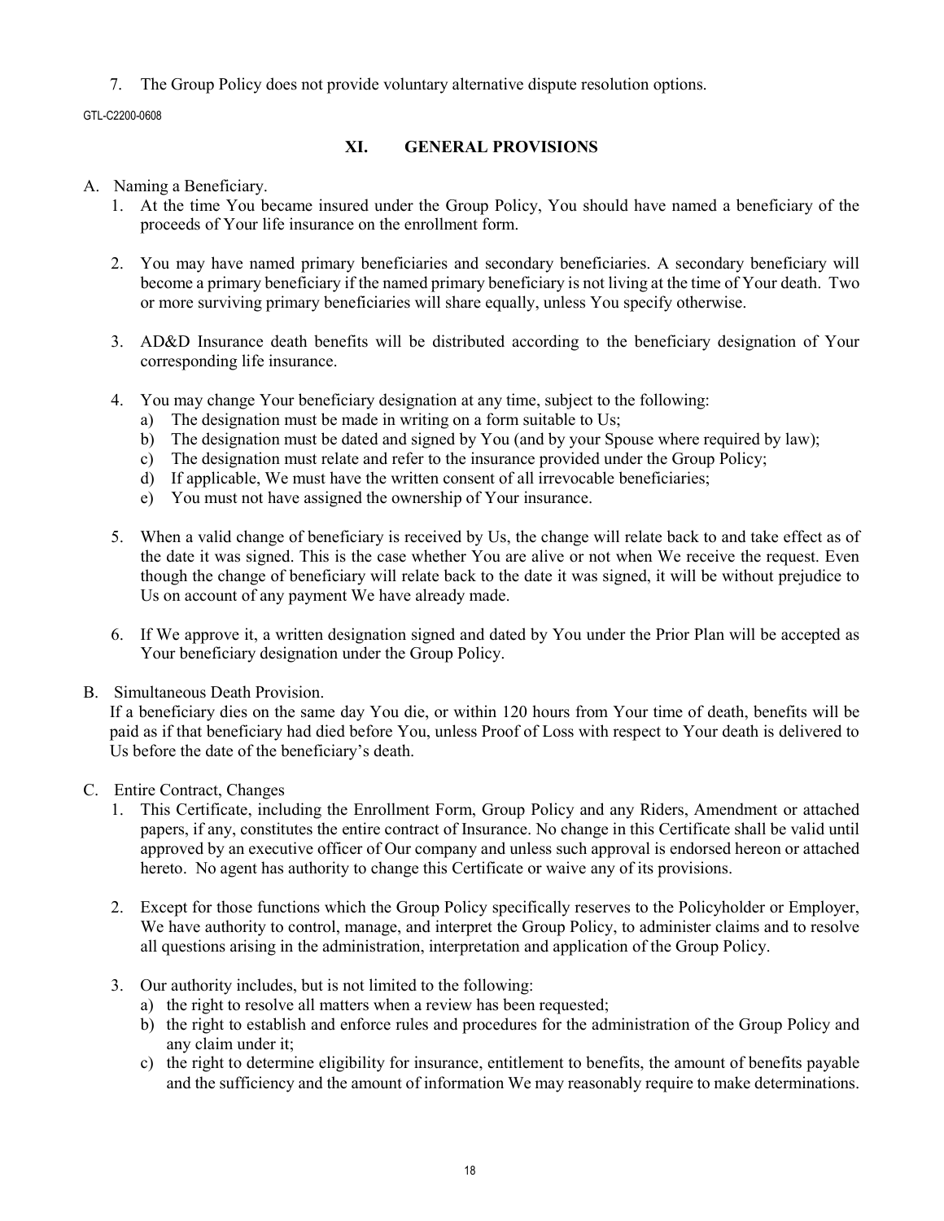7. The Group Policy does not provide voluntary alternative dispute resolution options.

GTL-C2200-0608

## XI. GENERAL PROVISIONS

A. Naming a Beneficiary.

1. At the time You became insured under the Group Policy, You should have named a beneficiary of the proceeds of Your life insurance on the enrollment form.

2. You may have named primary beneficiaries and secondary beneficiaries. A secondary beneficiary will become a primary beneficiary if the named primary beneficiary is not living at the time of Your death. Two or more surviving primary beneficiaries will share equally, unless You specify otherwise.

3. AD&D Insurance death benefits will be distributed according to the beneficiary designation of Your corresponding life insurance.

4. You may change Your beneficiary designation at any time, subject to the following:
   a) The designation must be made in writing on a form suitable to Us;
   b) The designation must be dated and signed by You (and by your Spouse where required by law);
   c) The designation must relate and refer to the insurance provided under the Group Policy;
   d) If applicable, We must have the written consent of all irrevocable beneficiaries;
   e) You must not have assigned the ownership of Your insurance.

5. When a valid change of beneficiary is received by Us, the change will relate back to and take effect as of the date it was signed. This is the case whether You are alive or not when We receive the request. Even though the change of beneficiary will relate back to the date it was signed, it will be without prejudice to Us on account of any payment We have already made.

6. If We approve it, a written designation signed and dated by You under the Prior Plan will be accepted as Your beneficiary designation under the Group Policy.

B. Simultaneous Death Provision.

If a beneficiary dies on the same day You die, or within 120 hours from Your time of death, benefits will be paid as if that beneficiary had died before You, unless Proof of Loss with respect to Your death is delivered to Us before the date of the beneficiary's death.

C. Entire Contract, Changes

1. This Certificate, including the Enrollment Form, Group Policy and any Riders, Amendment or attached papers, if any, constitutes the entire contract of Insurance. No change in this Certificate shall be valid until approved by an executive officer of Our company and unless such approval is endorsed hereon or attached hereto. No agent has authority to change this Certificate or waive any of its provisions.

2. Except for those functions which the Group Policy specifically reserves to the Policyholder or Employer, We have authority to control, manage, and interpret the Group Policy, to administer claims and to resolve all questions arising in the administration, interpretation and application of the Group Policy.

3. Our authority includes, but is not limited to the following:
   a) the right to resolve all matters when a review has been requested;
   b) the right to establish and enforce rules and procedures for the administration of the Group Policy and any claim under it;
   c) the right to determine eligibility for insurance, entitlement to benefits, the amount of benefits payable and the sufficiency and the amount of information We may reasonably require to make determinations.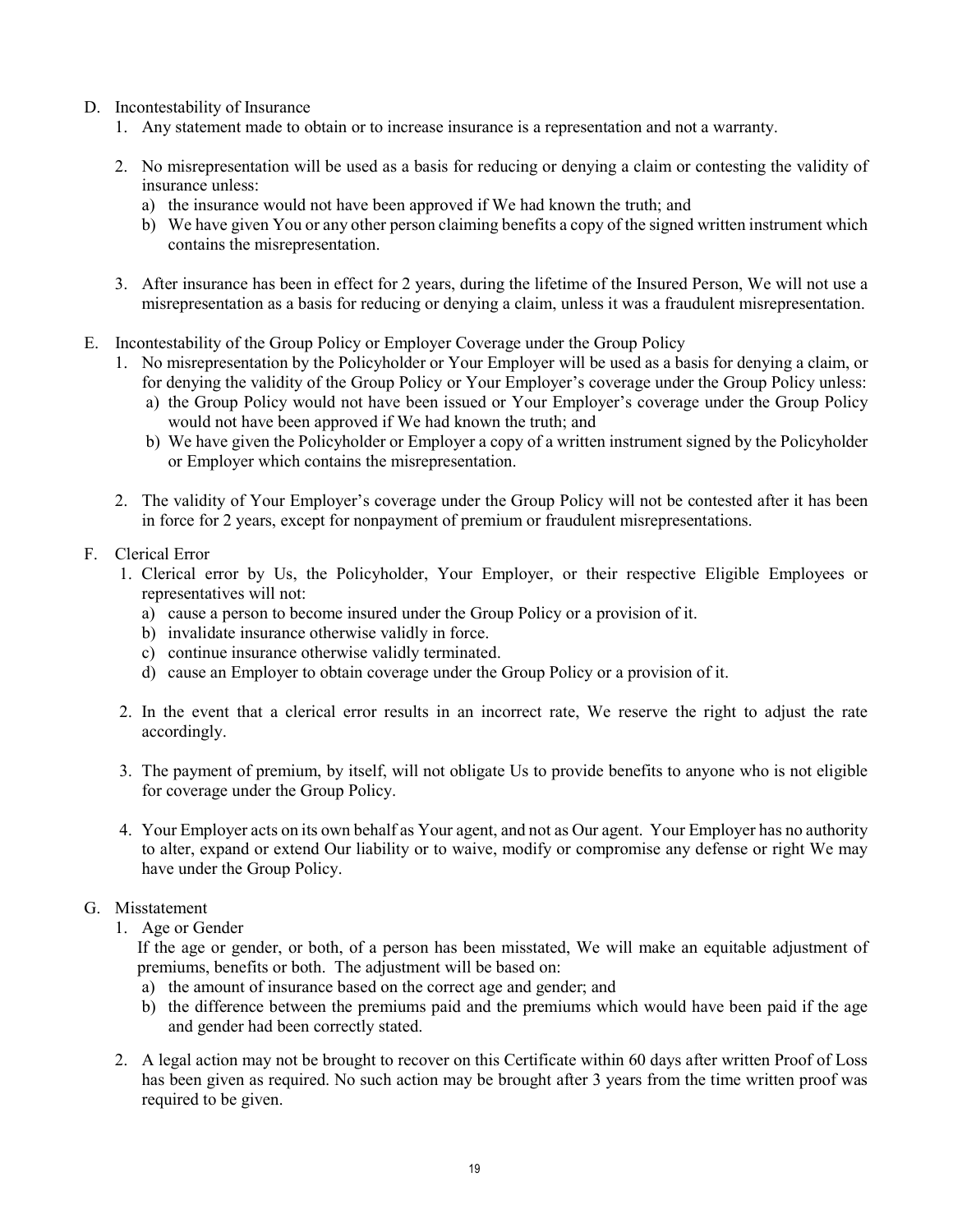D. Incontestability of Insurance
   1. Any statement made to obtain or to increase insurance is a representation and not a warranty.

   2. No misrepresentation will be used as a basis for reducing or denying a claim or contesting the validity of insurance unless:
      a) the insurance would not have been approved if We had known the truth; and
      b) We have given You or any other person claiming benefits a copy of the signed written instrument which contains the misrepresentation.

   3. After insurance has been in effect for 2 years, during the lifetime of the Insured Person, We will not use a misrepresentation as a basis for reducing or denying a claim, unless it was a fraudulent misrepresentation.

E. Incontestability of the Group Policy or Employer Coverage under the Group Policy
   1. No misrepresentation by the Policyholder or Your Employer will be used as a basis for denying a claim, or for denying the validity of the Group Policy or Your Employer's coverage under the Group Policy unless:
      a) the Group Policy would not have been issued or Your Employer's coverage under the Group Policy would not have been approved if We had known the truth; and
      b) We have given the Policyholder or Employer a copy of a written instrument signed by the Policyholder or Employer which contains the misrepresentation.

   2. The validity of Your Employer's coverage under the Group Policy will not be contested after it has been in force for 2 years, except for nonpayment of premium or fraudulent misrepresentations.

F. Clerical Error
   1. Clerical error by Us, the Policyholder, Your Employer, or their respective Eligible Employees or representatives will not:
      a) cause a person to become insured under the Group Policy or a provision of it.
      b) invalidate insurance otherwise validly in force.
      c) continue insurance otherwise validly terminated.
      d) cause an Employer to obtain coverage under the Group Policy or a provision of it.

   2. In the event that a clerical error results in an incorrect rate, We reserve the right to adjust the rate accordingly.

   3. The payment of premium, by itself, will not obligate Us to provide benefits to anyone who is not eligible for coverage under the Group Policy.

   4. Your Employer acts on its own behalf as Your agent, and not as Our agent. Your Employer has no authority to alter, expand or extend Our liability or to waive, modify or compromise any defense or right We may have under the Group Policy.

G. Misstatement
   1. Age or Gender

      If the age or gender, or both, of a person has been misstated, We will make an equitable adjustment of premiums, benefits or both. The adjustment will be based on:
      a) the amount of insurance based on the correct age and gender; and
      b) the difference between the premiums paid and the premiums which would have been paid if the age and gender had been correctly stated.

   2. A legal action may not be brought to recover on this Certificate within 60 days after written Proof of Loss has been given as required. No such action may be brought after 3 years from the time written proof was required to be given.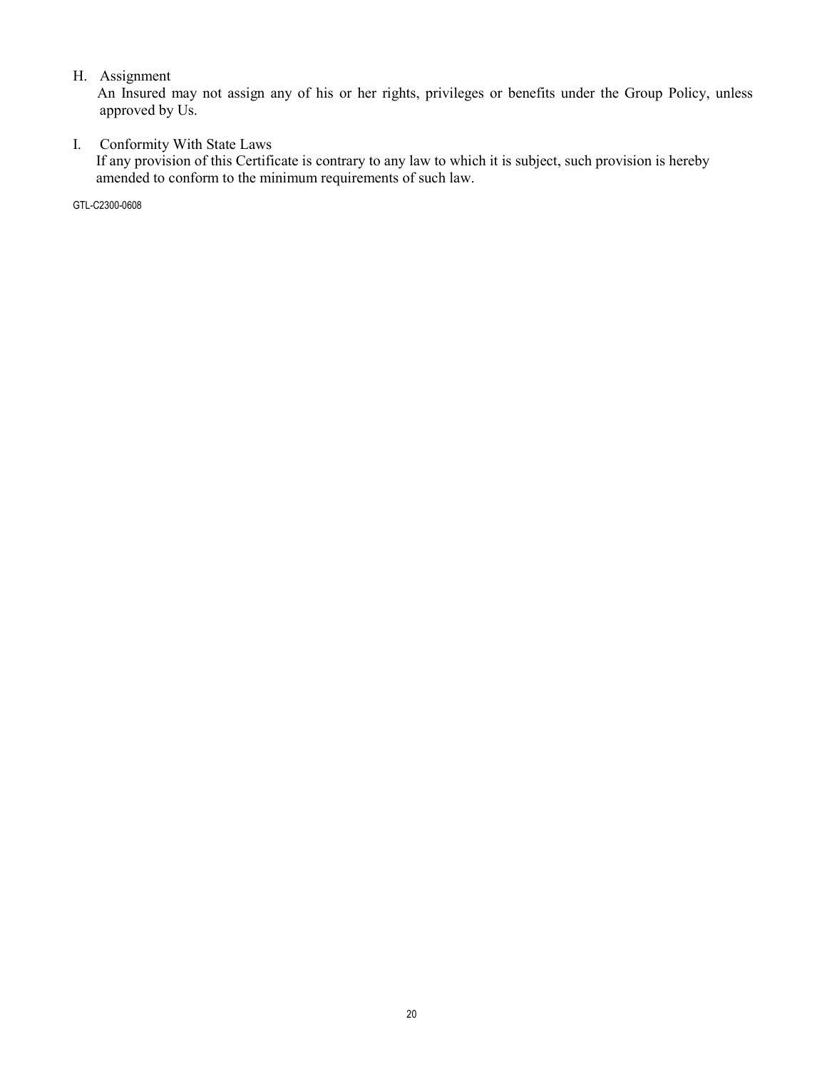H. Assignment

An Insured may not assign any of his or her rights, privileges or benefits under the Group Policy, unless approved by Us.

I. Conformity With State Laws

If any provision of this Certificate is contrary to any law to which it is subject, such provision is hereby amended to conform to the minimum requirements of such law.

GTL-C2300-0608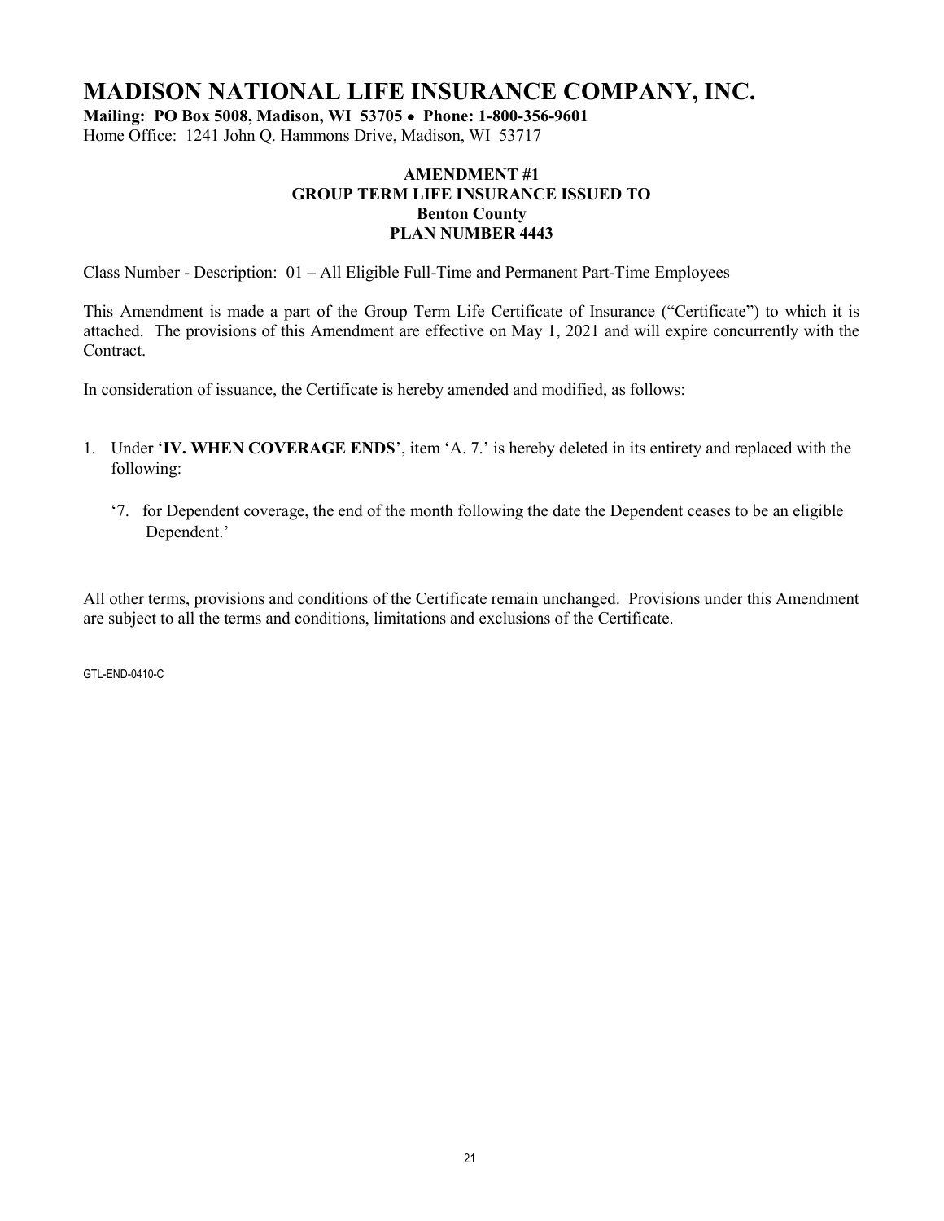# MADISON NATIONAL LIFE INSURANCE COMPANY, INC.

**Mailing: PO Box 5008, Madison, WI 53705 • Phone: 1-800-356-9601**
Home Office: 1241 John Q. Hammons Drive, Madison, WI 53717

**AMENDMENT #1**
**GROUP TERM LIFE INSURANCE ISSUED TO**
**Benton County**
**PLAN NUMBER 4443**

Class Number - Description: 01 – All Eligible Full-Time and Permanent Part-Time Employees

This Amendment is made a part of the Group Term Life Certificate of Insurance ("Certificate") to which it is attached. The provisions of this Amendment are effective on May 1, 2021 and will expire concurrently with the Contract.

In consideration of issuance, the Certificate is hereby amended and modified, as follows:

1. Under '**IV. WHEN COVERAGE ENDS**', item 'A. 7.' is hereby deleted in its entirety and replaced with the following:

   '7. for Dependent coverage, the end of the month following the date the Dependent ceases to be an eligible Dependent.'

All other terms, provisions and conditions of the Certificate remain unchanged. Provisions under this Amendment are subject to all the terms and conditions, limitations and exclusions of the Certificate.

GTL-END-0410-C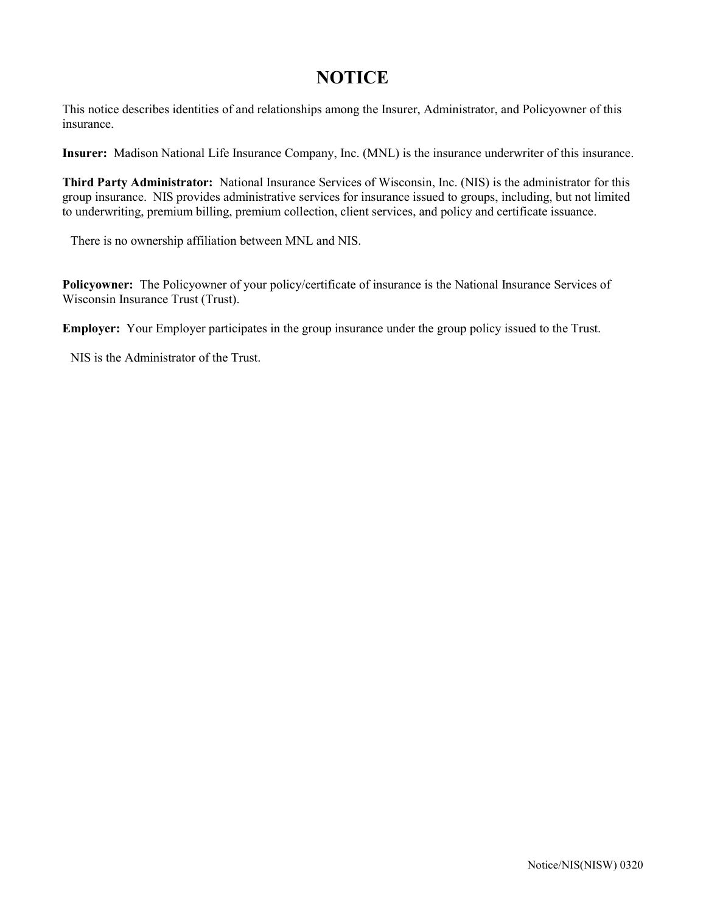# NOTICE

This notice describes identities of and relationships among the Insurer, Administrator, and Policyowner of this insurance.

**Insurer:** Madison National Life Insurance Company, Inc. (MNL) is the insurance underwriter of this insurance.

**Third Party Administrator:** National Insurance Services of Wisconsin, Inc. (NIS) is the administrator for this group insurance. NIS provides administrative services for insurance issued to groups, including, but not limited to underwriting, premium billing, premium collection, client services, and policy and certificate issuance.

There is no ownership affiliation between MNL and NIS.

**Policyowner:** The Policyowner of your policy/certificate of insurance is the National Insurance Services of Wisconsin Insurance Trust (Trust).

**Employer:** Your Employer participates in the group insurance under the group policy issued to the Trust.

NIS is the Administrator of the Trust.

Notice/NIS(NISW) 0320